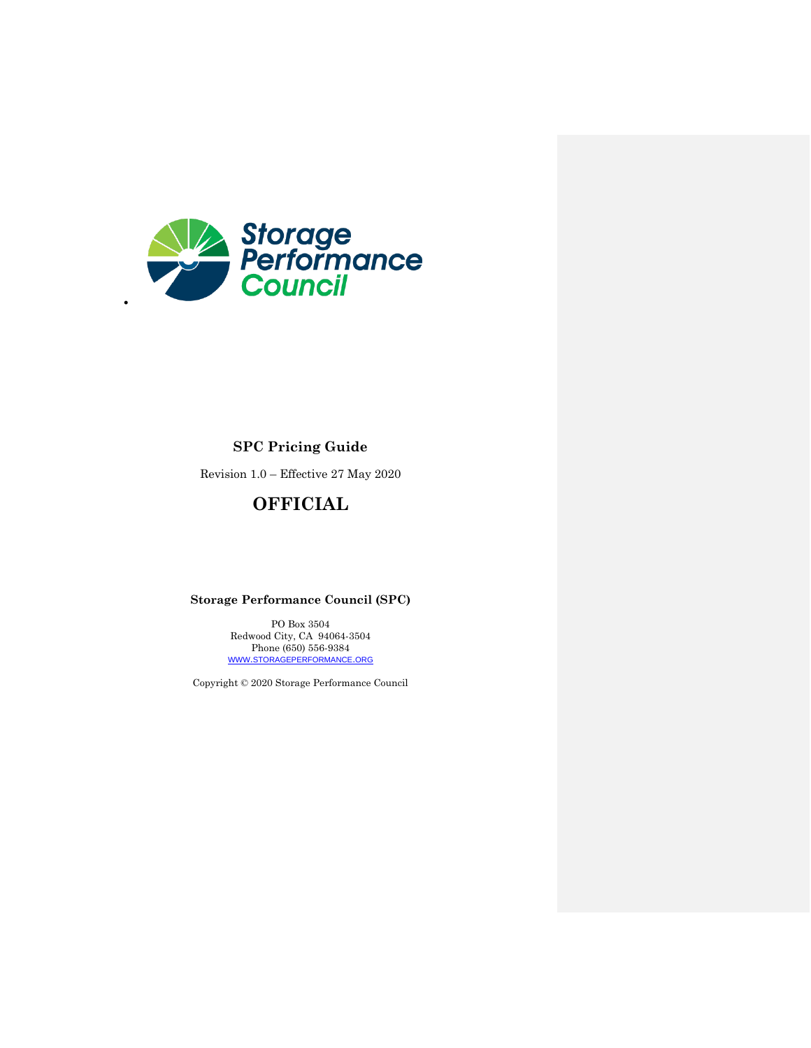# SPC Pricing Guide

Revision 1.0 – Effective 27 May 2020

## OFFICIAL

**Storage Performance Council (SPC)**

PO Box 3504
Redwood City, CA 94064-3504
Phone (650) 556-9384
WWW.STORAGEPERFORMANCE.ORG

Copyright © 2020 Storage Performance Council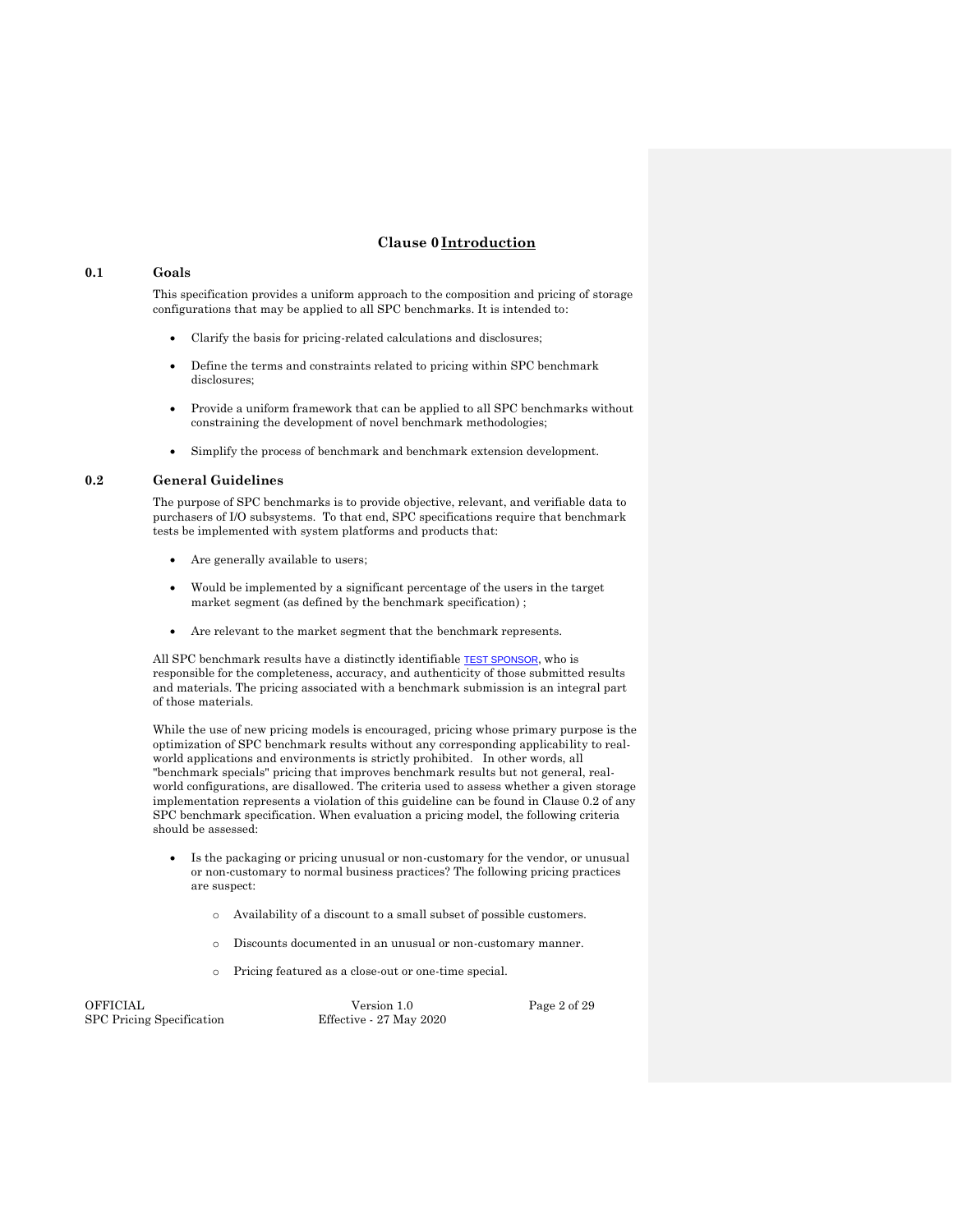# Clause 0 Introduction

## 0.1 Goals

This specification provides a uniform approach to the composition and pricing of storage configurations that may be applied to all SPC benchmarks. It is intended to:

- Clarify the basis for pricing-related calculations and disclosures;
- Define the terms and constraints related to pricing within SPC benchmark disclosures;
- Provide a uniform framework that can be applied to all SPC benchmarks without constraining the development of novel benchmark methodologies;
- Simplify the process of benchmark and benchmark extension development.

## 0.2 General Guidelines

The purpose of SPC benchmarks is to provide objective, relevant, and verifiable data to purchasers of I/O subsystems. To that end, SPC specifications require that benchmark tests be implemented with system platforms and products that:

- Are generally available to users;
- Would be implemented by a significant percentage of the users in the target market segment (as defined by the benchmark specification) ;
- Are relevant to the market segment that the benchmark represents.

All SPC benchmark results have a distinctly identifiable TEST SPONSOR, who is responsible for the completeness, accuracy, and authenticity of those submitted results and materials. The pricing associated with a benchmark submission is an integral part of those materials.

While the use of new pricing models is encouraged, pricing whose primary purpose is the optimization of SPC benchmark results without any corresponding applicability to real-world applications and environments is strictly prohibited. In other words, all "benchmark specials" pricing that improves benchmark results but not general, real-world configurations, are disallowed. The criteria used to assess whether a given storage implementation represents a violation of this guideline can be found in Clause 0.2 of any SPC benchmark specification. When evaluation a pricing model, the following criteria should be assessed:

- Is the packaging or pricing unusual or non-customary for the vendor, or unusual or non-customary to normal business practices? The following pricing practices are suspect:
  - Availability of a discount to a small subset of possible customers.
  - Discounts documented in an unusual or non-customary manner.
  - Pricing featured as a close-out or one-time special.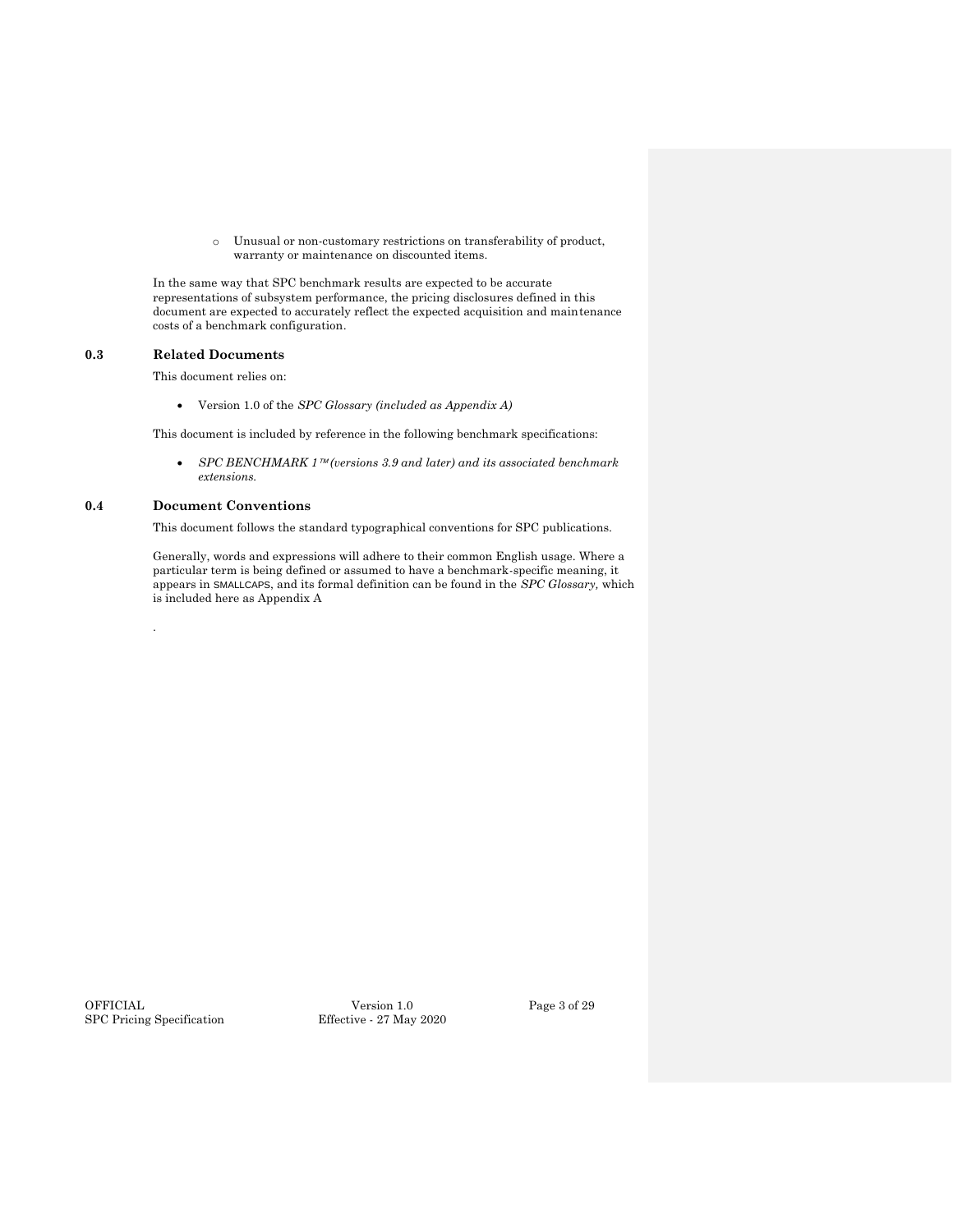- Unusual or non-customary restrictions on transferability of product, warranty or maintenance on discounted items.

In the same way that SPC benchmark results are expected to be accurate representations of subsystem performance, the pricing disclosures defined in this document are expected to accurately reflect the expected acquisition and maintenance costs of a benchmark configuration.

## 0.3 Related Documents

This document relies on:

- Version 1.0 of the *SPC Glossary (included as Appendix A)*

This document is included by reference in the following benchmark specifications:

- *SPC BENCHMARK 1™ (versions 3.9 and later) and its associated benchmark extensions.*

## 0.4 Document Conventions

This document follows the standard typographical conventions for SPC publications.

Generally, words and expressions will adhere to their common English usage. Where a particular term is being defined or assumed to have a benchmark-specific meaning, it appears in SMALLCAPS, and its formal definition can be found in the *SPC Glossary,* which is included here as Appendix A

.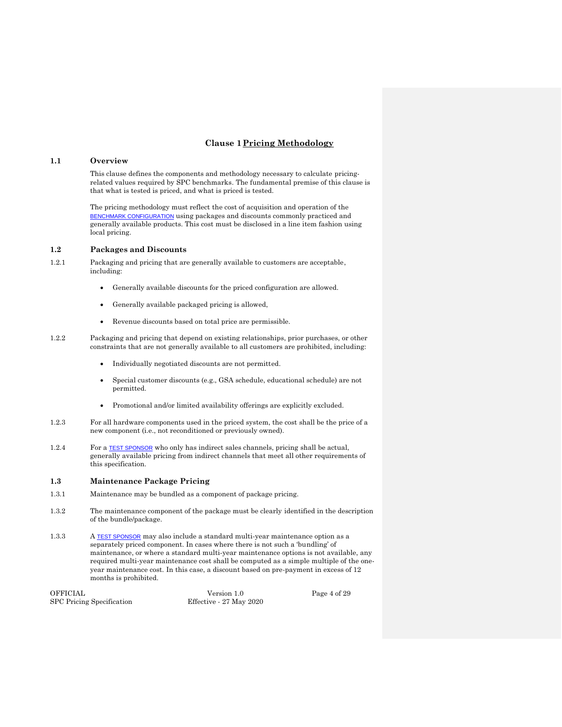# Clause 1 Pricing Methodology

## 1.1 Overview

This clause defines the components and methodology necessary to calculate pricing-related values required by SPC benchmarks. The fundamental premise of this clause is that what is tested is priced, and what is priced is tested.

The pricing methodology must reflect the cost of acquisition and operation of the BENCHMARK CONFIGURATION using packages and discounts commonly practiced and generally available products. This cost must be disclosed in a line item fashion using local pricing.

## 1.2 Packages and Discounts

1.2.1 Packaging and pricing that are generally available to customers are acceptable, including:

- Generally available discounts for the priced configuration are allowed.
- Generally available packaged pricing is allowed,
- Revenue discounts based on total price are permissible.

1.2.2 Packaging and pricing that depend on existing relationships, prior purchases, or other constraints that are not generally available to all customers are prohibited, including:

- Individually negotiated discounts are not permitted.
- Special customer discounts (e.g., GSA schedule, educational schedule) are not permitted.
- Promotional and/or limited availability offerings are explicitly excluded.

1.2.3 For all hardware components used in the priced system, the cost shall be the price of a new component (i.e., not reconditioned or previously owned).

1.2.4 For a TEST SPONSOR who only has indirect sales channels, pricing shall be actual, generally available pricing from indirect channels that meet all other requirements of this specification.

## 1.3 Maintenance Package Pricing

1.3.1 Maintenance may be bundled as a component of package pricing.

1.3.2 The maintenance component of the package must be clearly identified in the description of the bundle/package.

1.3.3 A TEST SPONSOR may also include a standard multi-year maintenance option as a separately priced component. In cases where there is not such a 'bundling' of maintenance, or where a standard multi-year maintenance options is not available, any required multi-year maintenance cost shall be computed as a simple multiple of the one-year maintenance cost. In this case, a discount based on pre-payment in excess of 12 months is prohibited.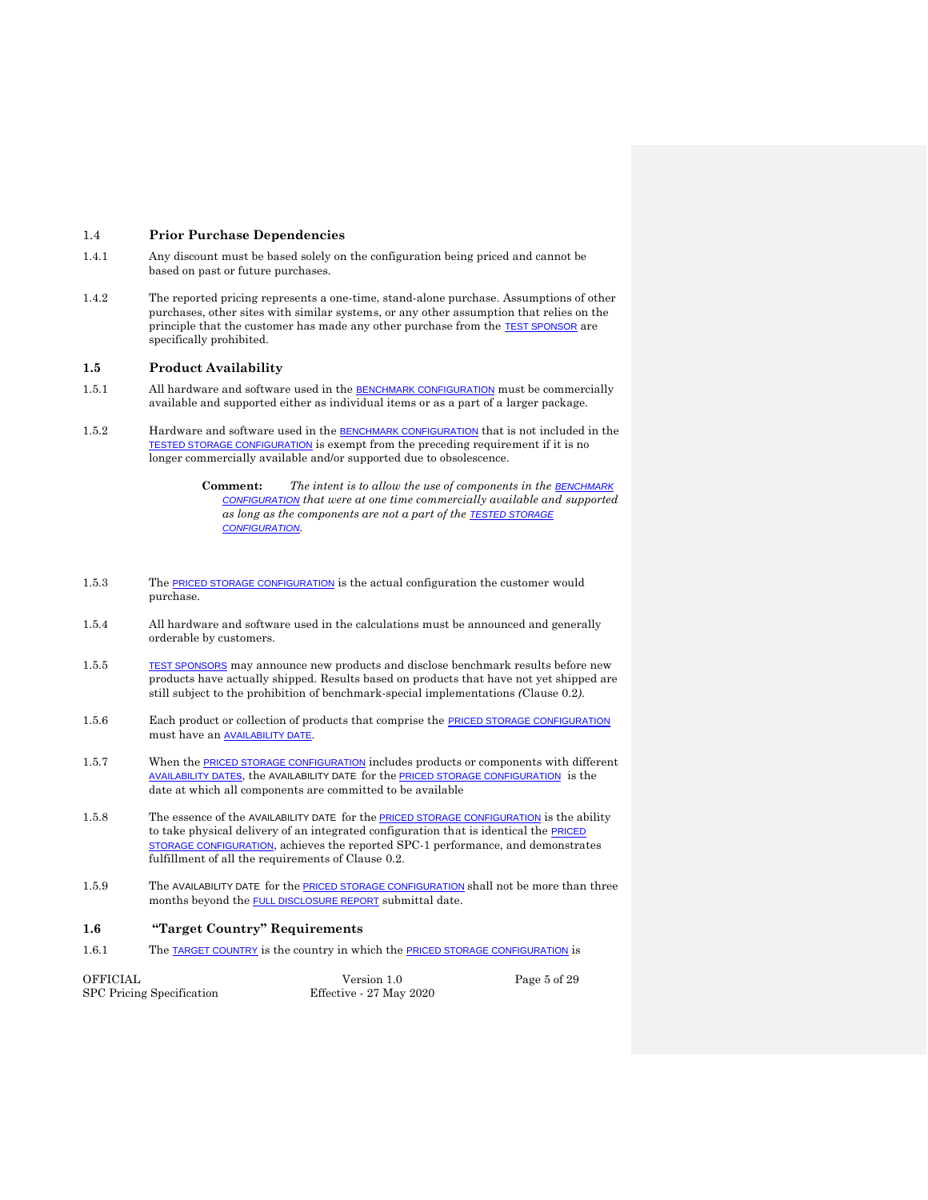## 1.4 Prior Purchase Dependencies

1.4.1 Any discount must be based solely on the configuration being priced and cannot be based on past or future purchases.

1.4.2 The reported pricing represents a one-time, stand-alone purchase. Assumptions of other purchases, other sites with similar systems, or any other assumption that relies on the principle that the customer has made any other purchase from the TEST SPONSOR are specifically prohibited.

## 1.5 Product Availability

1.5.1 All hardware and software used in the BENCHMARK CONFIGURATION must be commercially available and supported either as individual items or as a part of a larger package.

1.5.2 Hardware and software used in the BENCHMARK CONFIGURATION that is not included in the TESTED STORAGE CONFIGURATION is exempt from the preceding requirement if it is no longer commercially available and/or supported due to obsolescence.

> **Comment:** *The intent is to allow the use of components in the BENCHMARK CONFIGURATION that were at one time commercially available and supported as long as the components are not a part of the TESTED STORAGE CONFIGURATION.*

1.5.3 The PRICED STORAGE CONFIGURATION is the actual configuration the customer would purchase.

1.5.4 All hardware and software used in the calculations must be announced and generally orderable by customers.

1.5.5 TEST SPONSORS may announce new products and disclose benchmark results before new products have actually shipped. Results based on products that have not yet shipped are still subject to the prohibition of benchmark-special implementations (Clause 0.2).

1.5.6 Each product or collection of products that comprise the PRICED STORAGE CONFIGURATION must have an AVAILABILITY DATE.

1.5.7 When the PRICED STORAGE CONFIGURATION includes products or components with different AVAILABILITY DATES, the AVAILABILITY DATE for the PRICED STORAGE CONFIGURATION is the date at which all components are committed to be available

1.5.8 The essence of the AVAILABILITY DATE for the PRICED STORAGE CONFIGURATION is the ability to take physical delivery of an integrated configuration that is identical the PRICED STORAGE CONFIGURATION, achieves the reported SPC-1 performance, and demonstrates fulfillment of all the requirements of Clause 0.2.

1.5.9 The AVAILABILITY DATE for the PRICED STORAGE CONFIGURATION shall not be more than three months beyond the FULL DISCLOSURE REPORT submittal date.

## 1.6 "Target Country" Requirements

1.6.1 The TARGET COUNTRY is the country in which the PRICED STORAGE CONFIGURATION is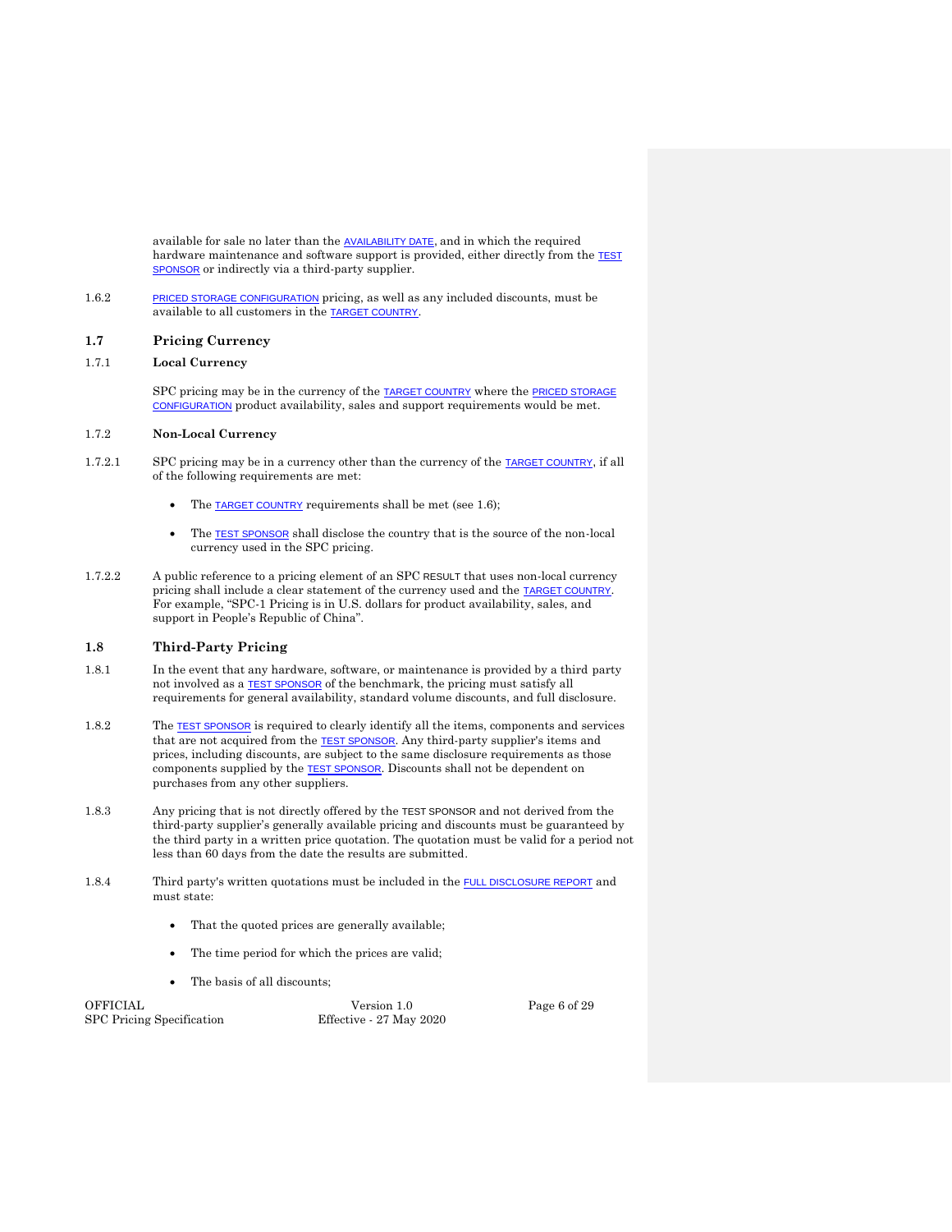available for sale no later than the AVAILABILITY DATE, and in which the required hardware maintenance and software support is provided, either directly from the TEST SPONSOR or indirectly via a third-party supplier.

1.6.2 PRICED STORAGE CONFIGURATION pricing, as well as any included discounts, must be available to all customers in the TARGET COUNTRY.

## 1.7 Pricing Currency

### 1.7.1 Local Currency

SPC pricing may be in the currency of the TARGET COUNTRY where the PRICED STORAGE CONFIGURATION product availability, sales and support requirements would be met.

### 1.7.2 Non-Local Currency

1.7.2.1 SPC pricing may be in a currency other than the currency of the TARGET COUNTRY, if all of the following requirements are met:

- The TARGET COUNTRY requirements shall be met (see 1.6);
- The TEST SPONSOR shall disclose the country that is the source of the non-local currency used in the SPC pricing.

1.7.2.2 A public reference to a pricing element of an SPC RESULT that uses non-local currency pricing shall include a clear statement of the currency used and the TARGET COUNTRY. For example, "SPC-1 Pricing is in U.S. dollars for product availability, sales, and support in People's Republic of China".

## 1.8 Third-Party Pricing

1.8.1 In the event that any hardware, software, or maintenance is provided by a third party not involved as a TEST SPONSOR of the benchmark, the pricing must satisfy all requirements for general availability, standard volume discounts, and full disclosure.

1.8.2 The TEST SPONSOR is required to clearly identify all the items, components and services that are not acquired from the TEST SPONSOR. Any third-party supplier's items and prices, including discounts, are subject to the same disclosure requirements as those components supplied by the TEST SPONSOR. Discounts shall not be dependent on purchases from any other suppliers.

1.8.3 Any pricing that is not directly offered by the TEST SPONSOR and not derived from the third-party supplier's generally available pricing and discounts must be guaranteed by the third party in a written price quotation. The quotation must be valid for a period not less than 60 days from the date the results are submitted.

1.8.4 Third party's written quotations must be included in the FULL DISCLOSURE REPORT and must state:

- That the quoted prices are generally available;
- The time period for which the prices are valid;
- The basis of all discounts;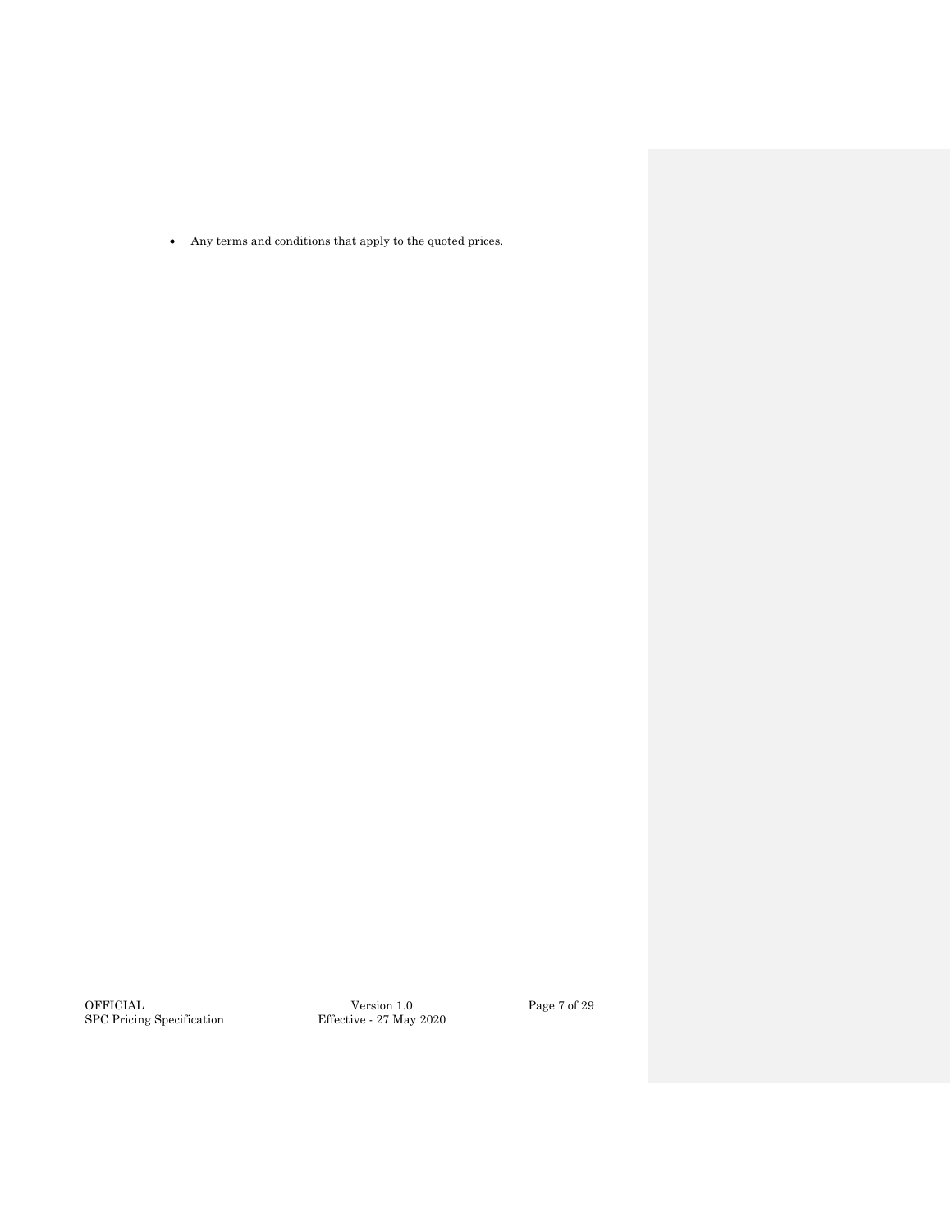- Any terms and conditions that apply to the quoted prices.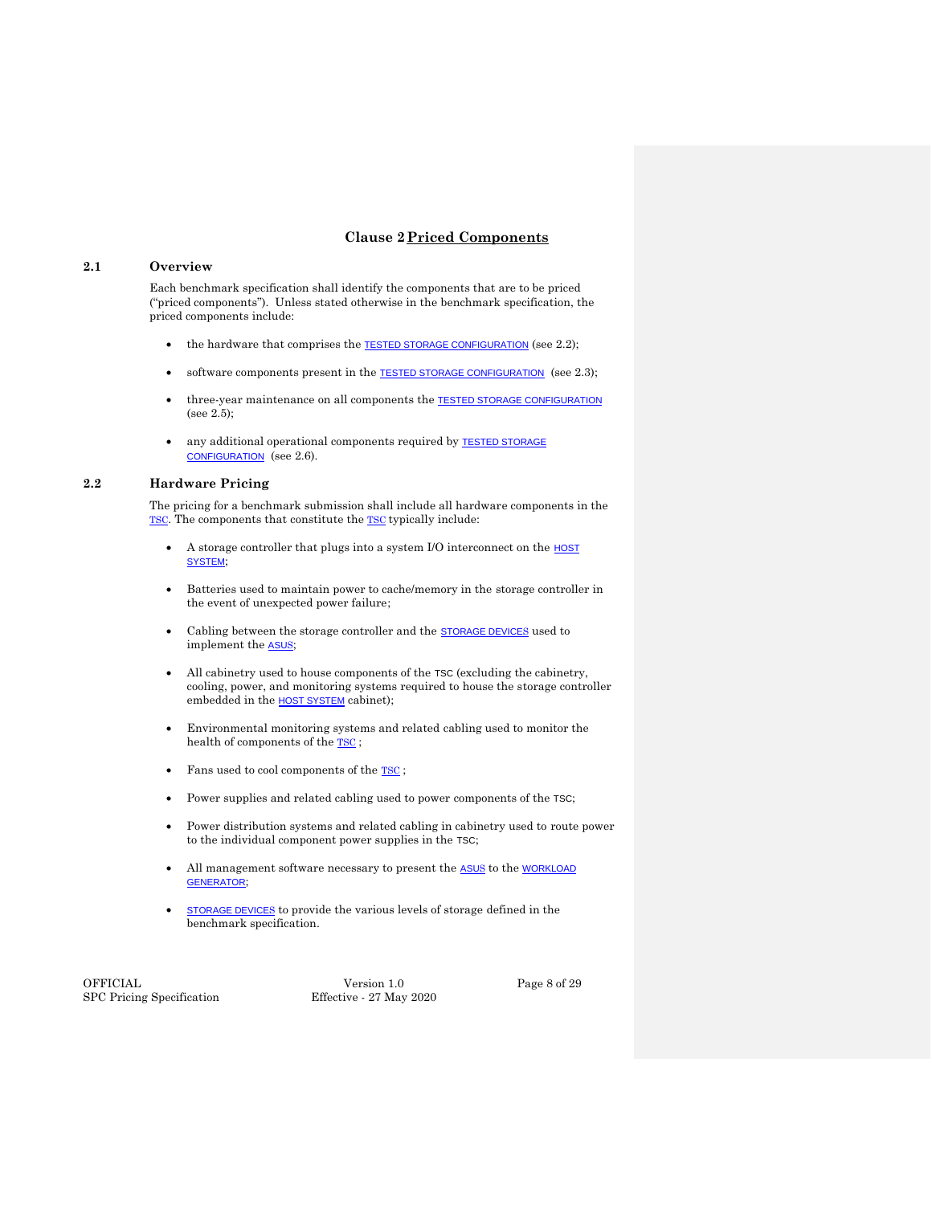# Clause 2 Priced Components

## 2.1 Overview

Each benchmark specification shall identify the components that are to be priced ("priced components"). Unless stated otherwise in the benchmark specification, the priced components include:

- the hardware that comprises the TESTED STORAGE CONFIGURATION (see 2.2);
- software components present in the TESTED STORAGE CONFIGURATION (see 2.3);
- three-year maintenance on all components the TESTED STORAGE CONFIGURATION (see 2.5);
- any additional operational components required by TESTED STORAGE CONFIGURATION (see 2.6).

## 2.2 Hardware Pricing

The pricing for a benchmark submission shall include all hardware components in the TSC. The components that constitute the TSC typically include:

- A storage controller that plugs into a system I/O interconnect on the HOST SYSTEM;
- Batteries used to maintain power to cache/memory in the storage controller in the event of unexpected power failure;
- Cabling between the storage controller and the STORAGE DEVICES used to implement the ASUS;
- All cabinetry used to house components of the TSC (excluding the cabinetry, cooling, power, and monitoring systems required to house the storage controller embedded in the HOST SYSTEM cabinet);
- Environmental monitoring systems and related cabling used to monitor the health of components of the TSC ;
- Fans used to cool components of the TSC ;
- Power supplies and related cabling used to power components of the TSC;
- Power distribution systems and related cabling in cabinetry used to route power to the individual component power supplies in the TSC;
- All management software necessary to present the ASUS to the WORKLOAD GENERATOR;
- STORAGE DEVICES to provide the various levels of storage defined in the benchmark specification.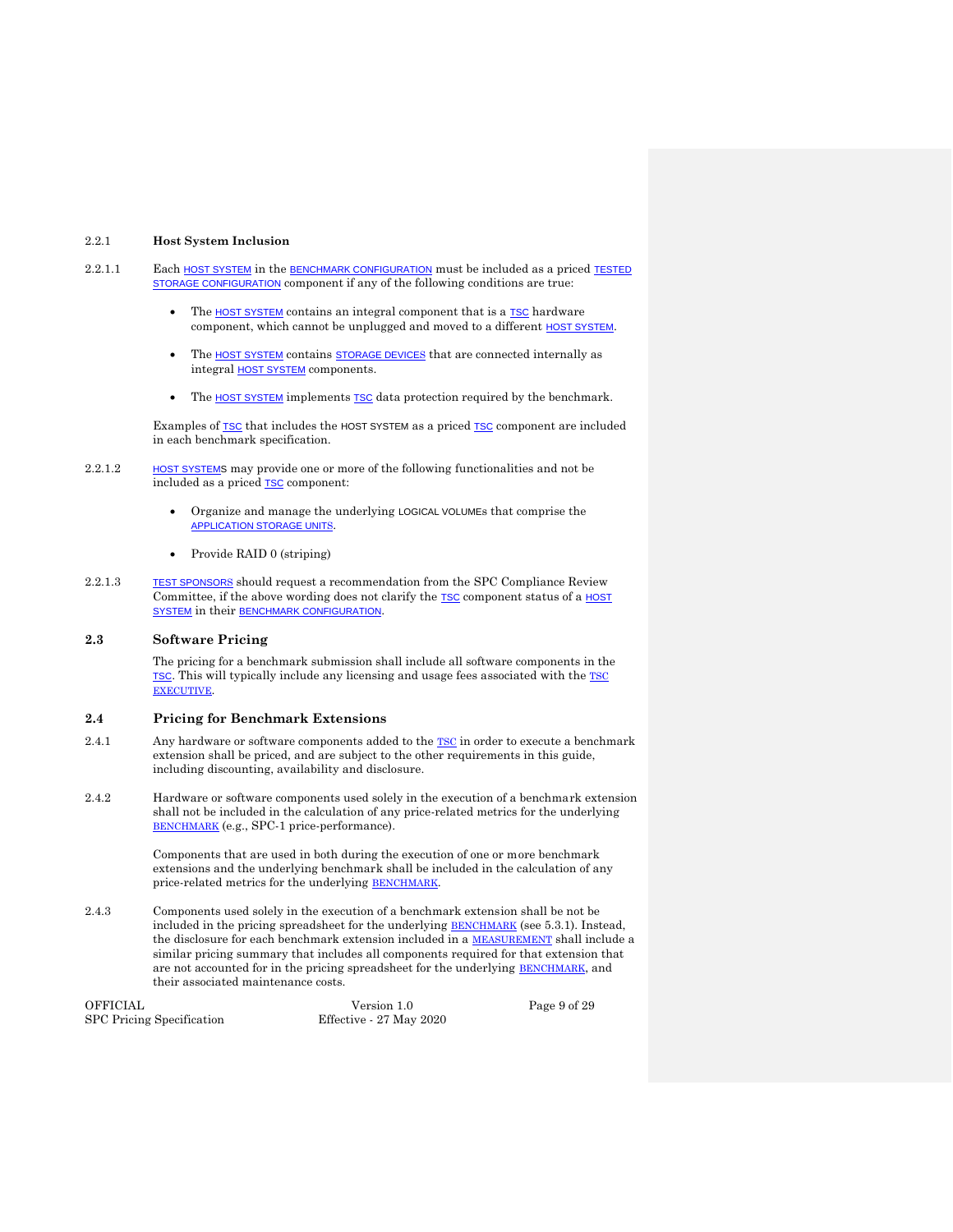### 2.2.1 Host System Inclusion

2.2.1.1 Each HOST SYSTEM in the BENCHMARK CONFIGURATION must be included as a priced TESTED STORAGE CONFIGURATION component if any of the following conditions are true:

- The HOST SYSTEM contains an integral component that is a TSC hardware component, which cannot be unplugged and moved to a different HOST SYSTEM.
- The HOST SYSTEM contains STORAGE DEVICES that are connected internally as integral HOST SYSTEM components.
- The HOST SYSTEM implements TSC data protection required by the benchmark.

Examples of TSC that includes the HOST SYSTEM as a priced TSC component are included in each benchmark specification.

2.2.1.2 HOST SYSTEMS may provide one or more of the following functionalities and not be included as a priced TSC component:

- Organize and manage the underlying LOGICAL VOLUMEs that comprise the APPLICATION STORAGE UNITS.
- Provide RAID 0 (striping)

2.2.1.3 TEST SPONSORS should request a recommendation from the SPC Compliance Review Committee, if the above wording does not clarify the TSC component status of a HOST SYSTEM in their BENCHMARK CONFIGURATION.

## 2.3 Software Pricing

The pricing for a benchmark submission shall include all software components in the TSC. This will typically include any licensing and usage fees associated with the TSC EXECUTIVE.

## 2.4 Pricing for Benchmark Extensions

2.4.1 Any hardware or software components added to the TSC in order to execute a benchmark extension shall be priced, and are subject to the other requirements in this guide, including discounting, availability and disclosure.

2.4.2 Hardware or software components used solely in the execution of a benchmark extension shall not be included in the calculation of any price-related metrics for the underlying BENCHMARK (e.g., SPC-1 price-performance).

Components that are used in both during the execution of one or more benchmark extensions and the underlying benchmark shall be included in the calculation of any price-related metrics for the underlying BENCHMARK.

2.4.3 Components used solely in the execution of a benchmark extension shall be not be included in the pricing spreadsheet for the underlying BENCHMARK (see 5.3.1). Instead, the disclosure for each benchmark extension included in a MEASUREMENT shall include a similar pricing summary that includes all components required for that extension that are not accounted for in the pricing spreadsheet for the underlying BENCHMARK, and their associated maintenance costs.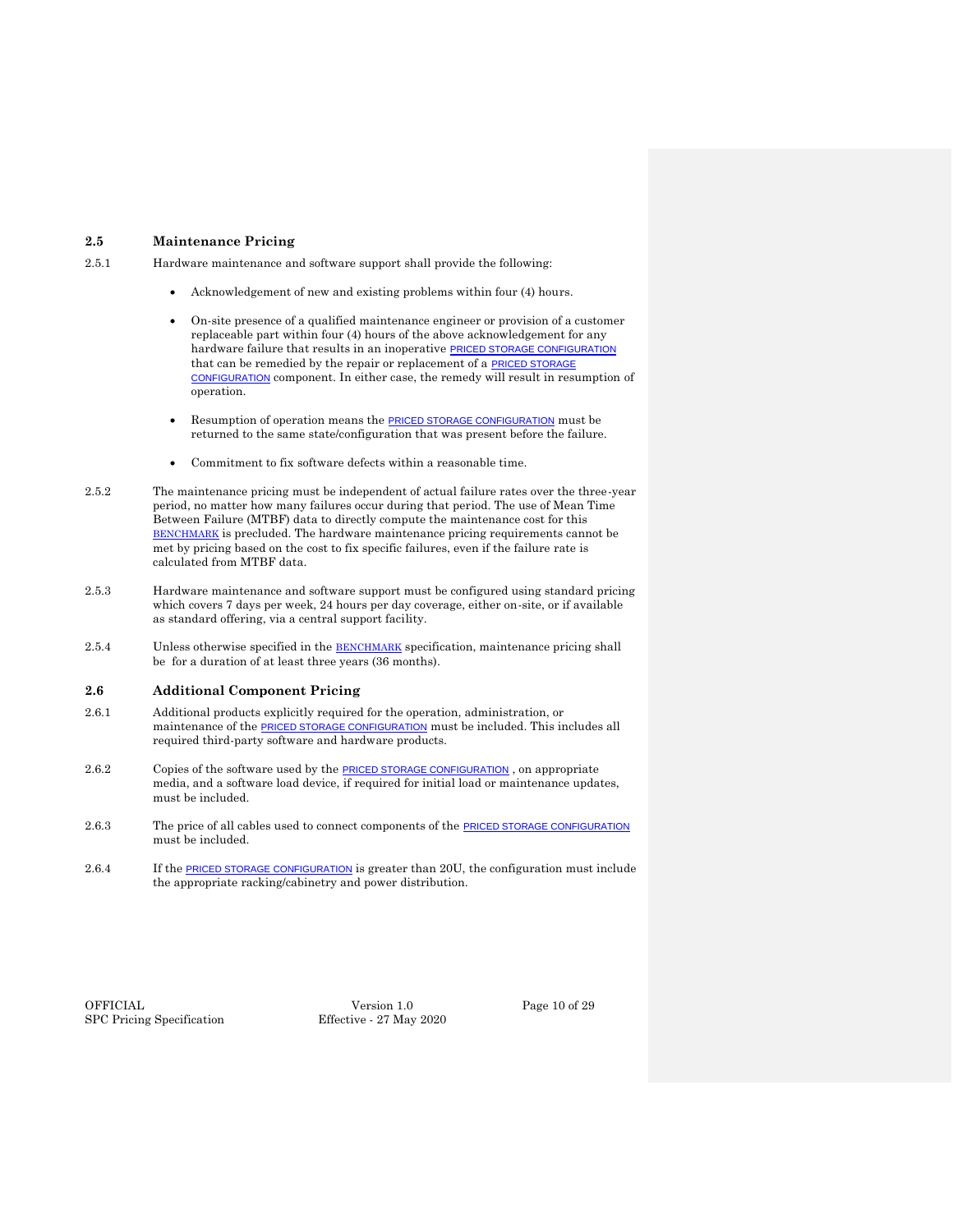## 2.5 Maintenance Pricing

2.5.1 Hardware maintenance and software support shall provide the following:

- Acknowledgement of new and existing problems within four (4) hours.
- On-site presence of a qualified maintenance engineer or provision of a customer replaceable part within four (4) hours of the above acknowledgement for any hardware failure that results in an inoperative PRICED STORAGE CONFIGURATION that can be remedied by the repair or replacement of a PRICED STORAGE CONFIGURATION component. In either case, the remedy will result in resumption of operation.
- Resumption of operation means the PRICED STORAGE CONFIGURATION must be returned to the same state/configuration that was present before the failure.
- Commitment to fix software defects within a reasonable time.

2.5.2 The maintenance pricing must be independent of actual failure rates over the three-year period, no matter how many failures occur during that period. The use of Mean Time Between Failure (MTBF) data to directly compute the maintenance cost for this BENCHMARK is precluded. The hardware maintenance pricing requirements cannot be met by pricing based on the cost to fix specific failures, even if the failure rate is calculated from MTBF data.

2.5.3 Hardware maintenance and software support must be configured using standard pricing which covers 7 days per week, 24 hours per day coverage, either on-site, or if available as standard offering, via a central support facility.

2.5.4 Unless otherwise specified in the BENCHMARK specification, maintenance pricing shall be for a duration of at least three years (36 months).

## 2.6 Additional Component Pricing

2.6.1 Additional products explicitly required for the operation, administration, or maintenance of the PRICED STORAGE CONFIGURATION must be included. This includes all required third-party software and hardware products.

2.6.2 Copies of the software used by the PRICED STORAGE CONFIGURATION , on appropriate media, and a software load device, if required for initial load or maintenance updates, must be included.

2.6.3 The price of all cables used to connect components of the PRICED STORAGE CONFIGURATION must be included.

2.6.4 If the PRICED STORAGE CONFIGURATION is greater than 20U, the configuration must include the appropriate racking/cabinetry and power distribution.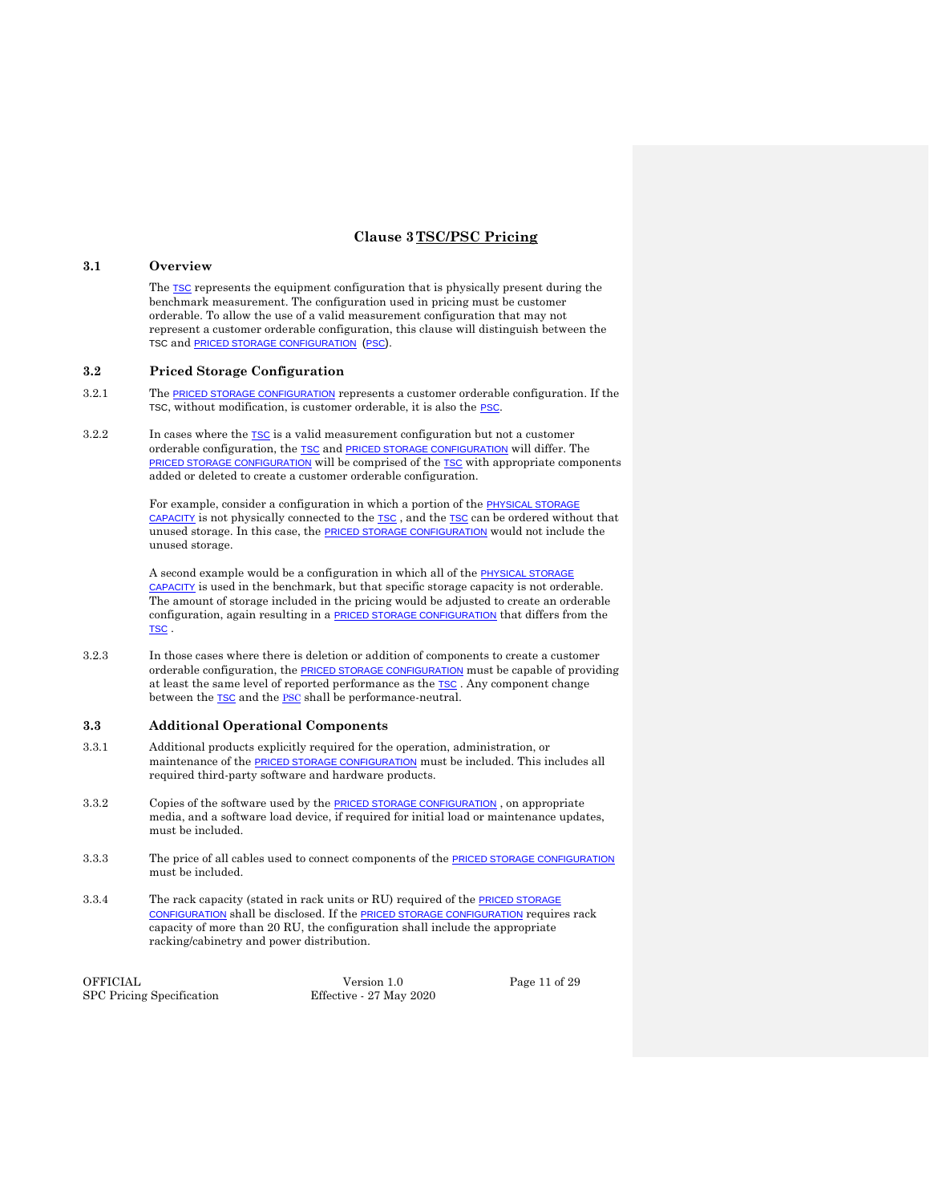# Clause 3 TSC/PSC Pricing

## 3.1 Overview

The TSC represents the equipment configuration that is physically present during the benchmark measurement. The configuration used in pricing must be customer orderable. To allow the use of a valid measurement configuration that may not represent a customer orderable configuration, this clause will distinguish between the TSC and PRICED STORAGE CONFIGURATION (PSC).

## 3.2 Priced Storage Configuration

3.2.1 The PRICED STORAGE CONFIGURATION represents a customer orderable configuration. If the TSC, without modification, is customer orderable, it is also the PSC.

3.2.2 In cases where the TSC is a valid measurement configuration but not a customer orderable configuration, the TSC and PRICED STORAGE CONFIGURATION will differ. The PRICED STORAGE CONFIGURATION will be comprised of the TSC with appropriate components added or deleted to create a customer orderable configuration.

For example, consider a configuration in which a portion of the PHYSICAL STORAGE CAPACITY is not physically connected to the TSC, and the TSC can be ordered without that unused storage. In this case, the PRICED STORAGE CONFIGURATION would not include the unused storage.

A second example would be a configuration in which all of the PHYSICAL STORAGE CAPACITY is used in the benchmark, but that specific storage capacity is not orderable. The amount of storage included in the pricing would be adjusted to create an orderable configuration, again resulting in a PRICED STORAGE CONFIGURATION that differs from the TSC.

3.2.3 In those cases where there is deletion or addition of components to create a customer orderable configuration, the PRICED STORAGE CONFIGURATION must be capable of providing at least the same level of reported performance as the TSC. Any component change between the TSC and the PSC shall be performance-neutral.

## 3.3 Additional Operational Components

3.3.1 Additional products explicitly required for the operation, administration, or maintenance of the PRICED STORAGE CONFIGURATION must be included. This includes all required third-party software and hardware products.

3.3.2 Copies of the software used by the PRICED STORAGE CONFIGURATION, on appropriate media, and a software load device, if required for initial load or maintenance updates, must be included.

3.3.3 The price of all cables used to connect components of the PRICED STORAGE CONFIGURATION must be included.

3.3.4 The rack capacity (stated in rack units or RU) required of the PRICED STORAGE CONFIGURATION shall be disclosed. If the PRICED STORAGE CONFIGURATION requires rack capacity of more than 20 RU, the configuration shall include the appropriate racking/cabinetry and power distribution.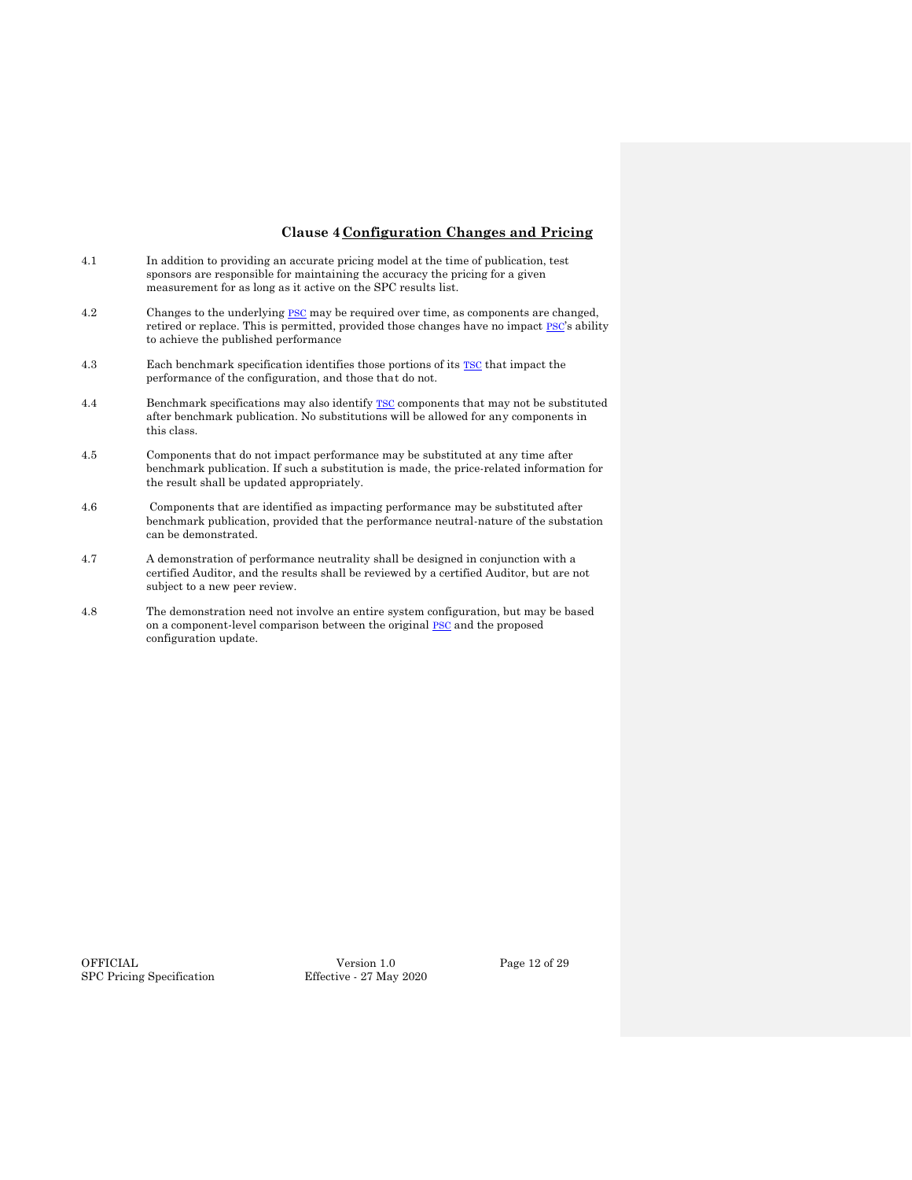# Clause 4 Configuration Changes and Pricing

4.1 In addition to providing an accurate pricing model at the time of publication, test sponsors are responsible for maintaining the accuracy the pricing for a given measurement for as long as it active on the SPC results list.

4.2 Changes to the underlying PSC may be required over time, as components are changed, retired or replace. This is permitted, provided those changes have no impact PSC's ability to achieve the published performance

4.3 Each benchmark specification identifies those portions of its TSC that impact the performance of the configuration, and those that do not.

4.4 Benchmark specifications may also identify TSC components that may not be substituted after benchmark publication. No substitutions will be allowed for any components in this class.

4.5 Components that do not impact performance may be substituted at any time after benchmark publication. If such a substitution is made, the price-related information for the result shall be updated appropriately.

4.6 Components that are identified as impacting performance may be substituted after benchmark publication, provided that the performance neutral-nature of the substation can be demonstrated.

4.7 A demonstration of performance neutrality shall be designed in conjunction with a certified Auditor, and the results shall be reviewed by a certified Auditor, but are not subject to a new peer review.

4.8 The demonstration need not involve an entire system configuration, but may be based on a component-level comparison between the original PSC and the proposed configuration update.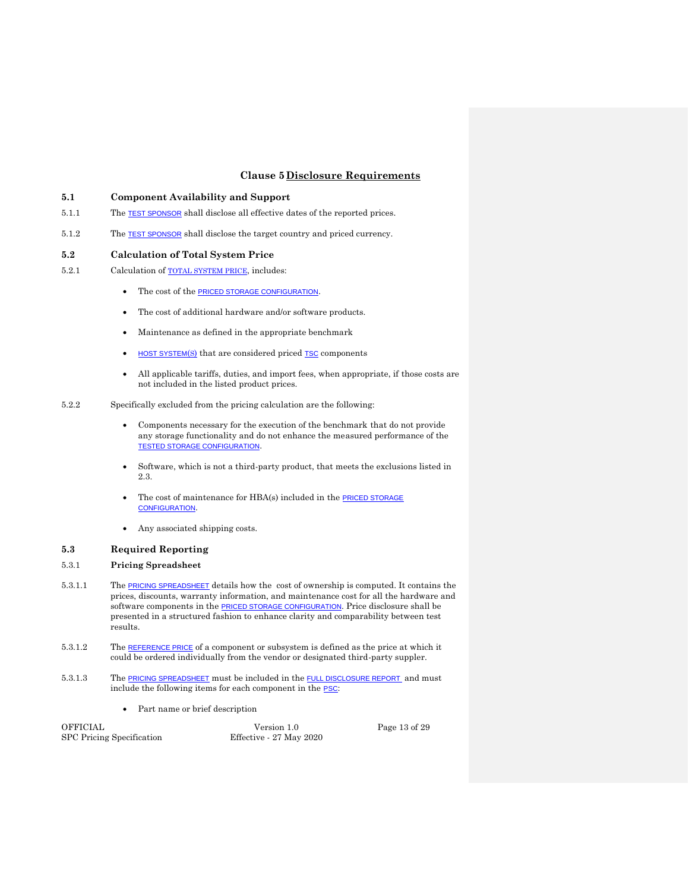# Clause 5 Disclosure Requirements

## 5.1 Component Availability and Support

5.1.1 The TEST SPONSOR shall disclose all effective dates of the reported prices.

5.1.2 The TEST SPONSOR shall disclose the target country and priced currency.

## 5.2 Calculation of Total System Price

5.2.1 Calculation of TOTAL SYSTEM PRICE, includes:

- The cost of the PRICED STORAGE CONFIGURATION.
- The cost of additional hardware and/or software products.
- Maintenance as defined in the appropriate benchmark
- HOST SYSTEM(S) that are considered priced TSC components
- All applicable tariffs, duties, and import fees, when appropriate, if those costs are not included in the listed product prices.

5.2.2 Specifically excluded from the pricing calculation are the following:

- Components necessary for the execution of the benchmark that do not provide any storage functionality and do not enhance the measured performance of the TESTED STORAGE CONFIGURATION.
- Software, which is not a third-party product, that meets the exclusions listed in 2.3.
- The cost of maintenance for HBA(s) included in the PRICED STORAGE CONFIGURATION.
- Any associated shipping costs.

## 5.3 Required Reporting

### 5.3.1 Pricing Spreadsheet

5.3.1.1 The PRICING SPREADSHEET details how the cost of ownership is computed. It contains the prices, discounts, warranty information, and maintenance cost for all the hardware and software components in the PRICED STORAGE CONFIGURATION. Price disclosure shall be presented in a structured fashion to enhance clarity and comparability between test results.

5.3.1.2 The REFERENCE PRICE of a component or subsystem is defined as the price at which it could be ordered individually from the vendor or designated third-party suppler.

5.3.1.3 The PRICING SPREADSHEET must be included in the FULL DISCLOSURE REPORT and must include the following items for each component in the PSC:

- Part name or brief description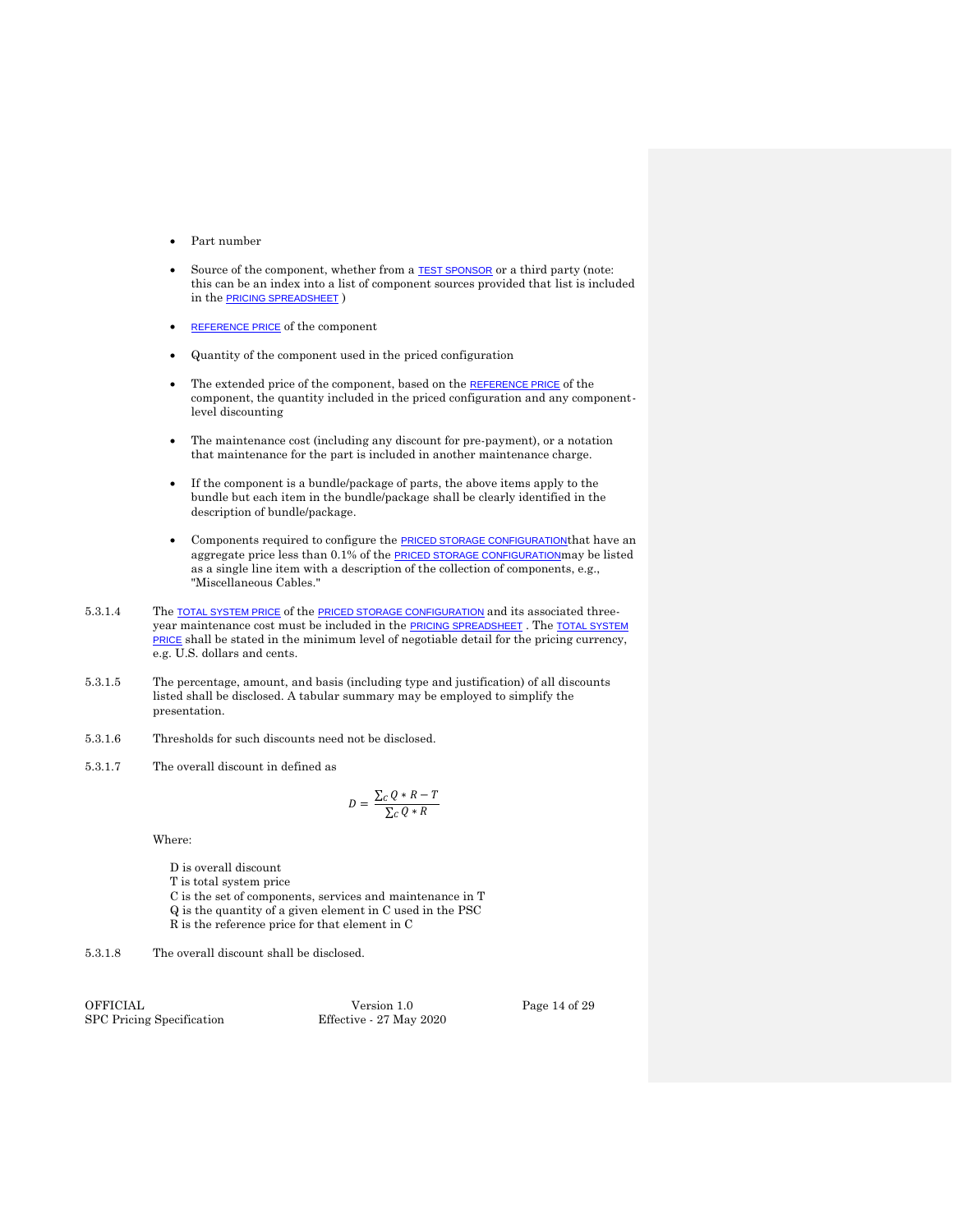- Part number
- Source of the component, whether from a TEST SPONSOR or a third party (note: this can be an index into a list of component sources provided that list is included in the PRICING SPREADSHEET )
- REFERENCE PRICE of the component
- Quantity of the component used in the priced configuration
- The extended price of the component, based on the REFERENCE PRICE of the component, the quantity included in the priced configuration and any component-level discounting
- The maintenance cost (including any discount for pre-payment), or a notation that maintenance for the part is included in another maintenance charge.
- If the component is a bundle/package of parts, the above items apply to the bundle but each item in the bundle/package shall be clearly identified in the description of bundle/package.
- Components required to configure the PRICED STORAGE CONFIGURATIONthat have an aggregate price less than 0.1% of the PRICED STORAGE CONFIGURATIONmay be listed as a single line item with a description of the collection of components, e.g., "Miscellaneous Cables."

5.3.1.4 The TOTAL SYSTEM PRICE of the PRICED STORAGE CONFIGURATION and its associated three-year maintenance cost must be included in the PRICING SPREADSHEET . The TOTAL SYSTEM PRICE shall be stated in the minimum level of negotiable detail for the pricing currency, e.g. U.S. dollars and cents.

5.3.1.5 The percentage, amount, and basis (including type and justification) of all discounts listed shall be disclosed. A tabular summary may be employed to simplify the presentation.

5.3.1.6 Thresholds for such discounts need not be disclosed.

5.3.1.7 The overall discount in defined as

$$D = \frac{\sum_C Q * R - T}{\sum_C Q * R}$$

Where:

D is overall discount
T is total system price
C is the set of components, services and maintenance in T
Q is the quantity of a given element in C used in the PSC
R is the reference price for that element in C

5.3.1.8 The overall discount shall be disclosed.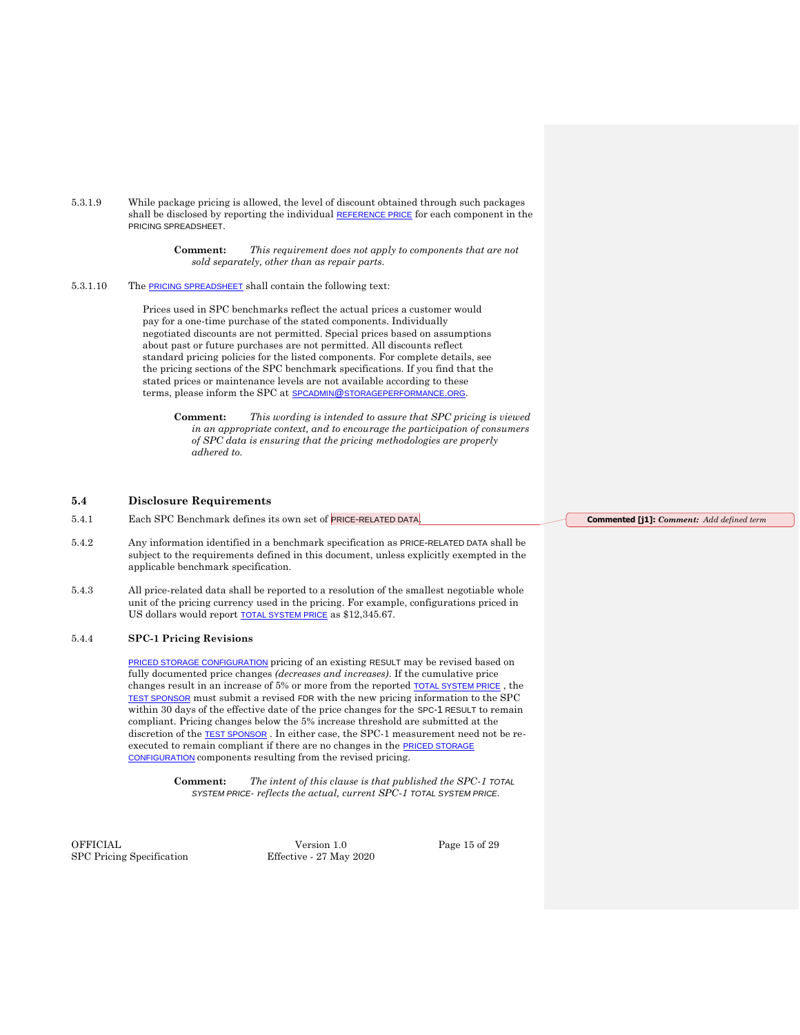5.3.1.9 While package pricing is allowed, the level of discount obtained through such packages shall be disclosed by reporting the individual REFERENCE PRICE for each component in the PRICING SPREADSHEET.

> **Comment:** *This requirement does not apply to components that are not sold separately, other than as repair parts.*

5.3.1.10 The PRICING SPREADSHEET shall contain the following text:

> Prices used in SPC benchmarks reflect the actual prices a customer would pay for a one-time purchase of the stated components. Individually negotiated discounts are not permitted. Special prices based on assumptions about past or future purchases are not permitted. All discounts reflect standard pricing policies for the listed components. For complete details, see the pricing sections of the SPC benchmark specifications. If you find that the stated prices or maintenance levels are not available according to these terms, please inform the SPC at SPCADMIN@STORAGEPERFORMANCE.ORG.

> **Comment:** *This wording is intended to assure that SPC pricing is viewed in an appropriate context, and to encourage the participation of consumers of SPC data is ensuring that the pricing methodologies are properly adhered to.*

## 5.4 Disclosure Requirements

5.4.1 Each SPC Benchmark defines its own set of PRICE-RELATED DATA.

**Commented [j1]:** *Comment: Add defined term*

5.4.2 Any information identified in a benchmark specification as PRICE-RELATED DATA shall be subject to the requirements defined in this document, unless explicitly exempted in the applicable benchmark specification.

5.4.3 All price-related data shall be reported to a resolution of the smallest negotiable whole unit of the pricing currency used in the pricing. For example, configurations priced in US dollars would report TOTAL SYSTEM PRICE as $12,345.67.

### 5.4.4 SPC-1 Pricing Revisions

PRICED STORAGE CONFIGURATION pricing of an existing RESULT may be revised based on fully documented price changes *(decreases and increases)*. If the cumulative price changes result in an increase of 5% or more from the reported TOTAL SYSTEM PRICE , the TEST SPONSOR must submit a revised FDR with the new pricing information to the SPC within 30 days of the effective date of the price changes for the SPC-1 RESULT to remain compliant. Pricing changes below the 5% increase threshold are submitted at the discretion of the TEST SPONSOR . In either case, the SPC-1 measurement need not be re-executed to remain compliant if there are no changes in the PRICED STORAGE CONFIGURATION components resulting from the revised pricing.

> **Comment:** *The intent of this clause is that published the SPC-1 TOTAL SYSTEM PRICE- reflects the actual, current SPC-1 TOTAL SYSTEM PRICE.*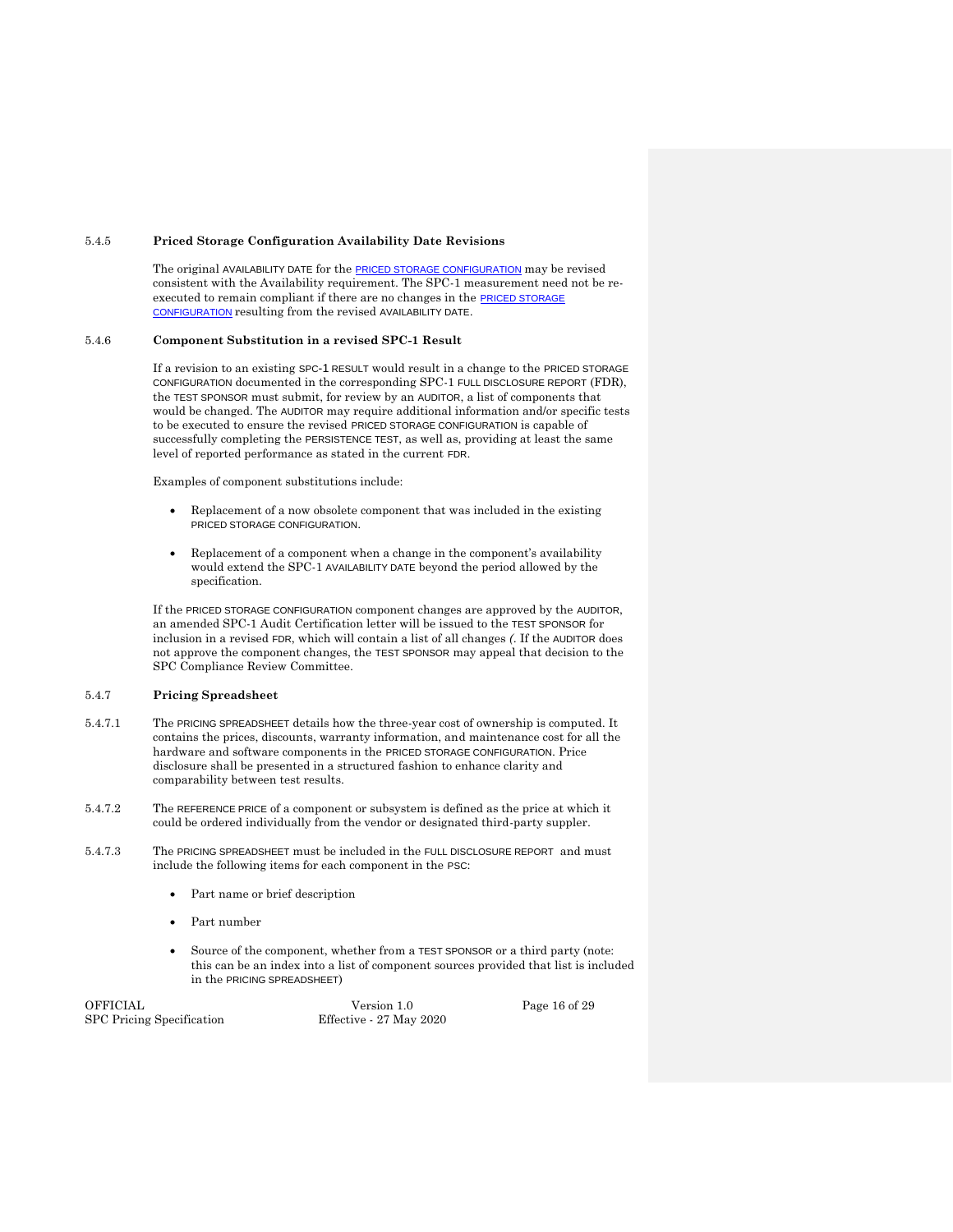#### 5.4.5 Priced Storage Configuration Availability Date Revisions

The original AVAILABILITY DATE for the PRICED STORAGE CONFIGURATION may be revised consistent with the Availability requirement. The SPC-1 measurement need not be re-executed to remain compliant if there are no changes in the PRICED STORAGE CONFIGURATION resulting from the revised AVAILABILITY DATE.

#### 5.4.6 Component Substitution in a revised SPC-1 Result

If a revision to an existing SPC-1 RESULT would result in a change to the PRICED STORAGE CONFIGURATION documented in the corresponding SPC-1 FULL DISCLOSURE REPORT (FDR), the TEST SPONSOR must submit, for review by an AUDITOR, a list of components that would be changed. The AUDITOR may require additional information and/or specific tests to be executed to ensure the revised PRICED STORAGE CONFIGURATION is capable of successfully completing the PERSISTENCE TEST, as well as, providing at least the same level of reported performance as stated in the current FDR.

Examples of component substitutions include:

- Replacement of a now obsolete component that was included in the existing PRICED STORAGE CONFIGURATION.
- Replacement of a component when a change in the component's availability would extend the SPC-1 AVAILABILITY DATE beyond the period allowed by the specification.

If the PRICED STORAGE CONFIGURATION component changes are approved by the AUDITOR, an amended SPC-1 Audit Certification letter will be issued to the TEST SPONSOR for inclusion in a revised FDR, which will contain a list of all changes *(*. If the AUDITOR does not approve the component changes, the TEST SPONSOR may appeal that decision to the SPC Compliance Review Committee.

#### 5.4.7 Pricing Spreadsheet

5.4.7.1 The PRICING SPREADSHEET details how the three-year cost of ownership is computed. It contains the prices, discounts, warranty information, and maintenance cost for all the hardware and software components in the PRICED STORAGE CONFIGURATION. Price disclosure shall be presented in a structured fashion to enhance clarity and comparability between test results.

5.4.7.2 The REFERENCE PRICE of a component or subsystem is defined as the price at which it could be ordered individually from the vendor or designated third-party suppler.

5.4.7.3 The PRICING SPREADSHEET must be included in the FULL DISCLOSURE REPORT and must include the following items for each component in the PSC:

- Part name or brief description
- Part number
- Source of the component, whether from a TEST SPONSOR or a third party (note: this can be an index into a list of component sources provided that list is included in the PRICING SPREADSHEET)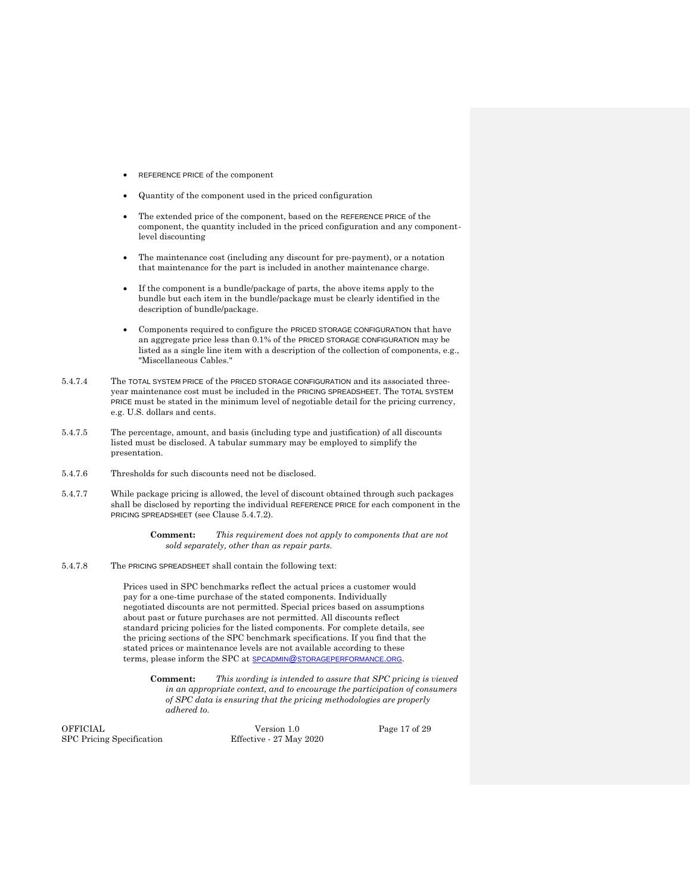- REFERENCE PRICE of the component
- Quantity of the component used in the priced configuration
- The extended price of the component, based on the REFERENCE PRICE of the component, the quantity included in the priced configuration and any component-level discounting
- The maintenance cost (including any discount for pre-payment), or a notation that maintenance for the part is included in another maintenance charge.
- If the component is a bundle/package of parts, the above items apply to the bundle but each item in the bundle/package must be clearly identified in the description of bundle/package.
- Components required to configure the PRICED STORAGE CONFIGURATION that have an aggregate price less than 0.1% of the PRICED STORAGE CONFIGURATION may be listed as a single line item with a description of the collection of components, e.g., "Miscellaneous Cables."

5.4.7.4 The TOTAL SYSTEM PRICE of the PRICED STORAGE CONFIGURATION and its associated three-year maintenance cost must be included in the PRICING SPREADSHEET. The TOTAL SYSTEM PRICE must be stated in the minimum level of negotiable detail for the pricing currency, e.g. U.S. dollars and cents.

5.4.7.5 The percentage, amount, and basis (including type and justification) of all discounts listed must be disclosed. A tabular summary may be employed to simplify the presentation.

5.4.7.6 Thresholds for such discounts need not be disclosed.

5.4.7.7 While package pricing is allowed, the level of discount obtained through such packages shall be disclosed by reporting the individual REFERENCE PRICE for each component in the PRICING SPREADSHEET (see Clause 5.4.7.2).

> **Comment:** *This requirement does not apply to components that are not sold separately, other than as repair parts.*

5.4.7.8 The PRICING SPREADSHEET shall contain the following text:

> Prices used in SPC benchmarks reflect the actual prices a customer would pay for a one-time purchase of the stated components. Individually negotiated discounts are not permitted. Special prices based on assumptions about past or future purchases are not permitted. All discounts reflect standard pricing policies for the listed components. For complete details, see the pricing sections of the SPC benchmark specifications. If you find that the stated prices or maintenance levels are not available according to these terms, please inform the SPC at SPCADMIN@STORAGEPERFORMANCE.ORG.

> **Comment:** *This wording is intended to assure that SPC pricing is viewed in an appropriate context, and to encourage the participation of consumers of SPC data is ensuring that the pricing methodologies are properly adhered to.*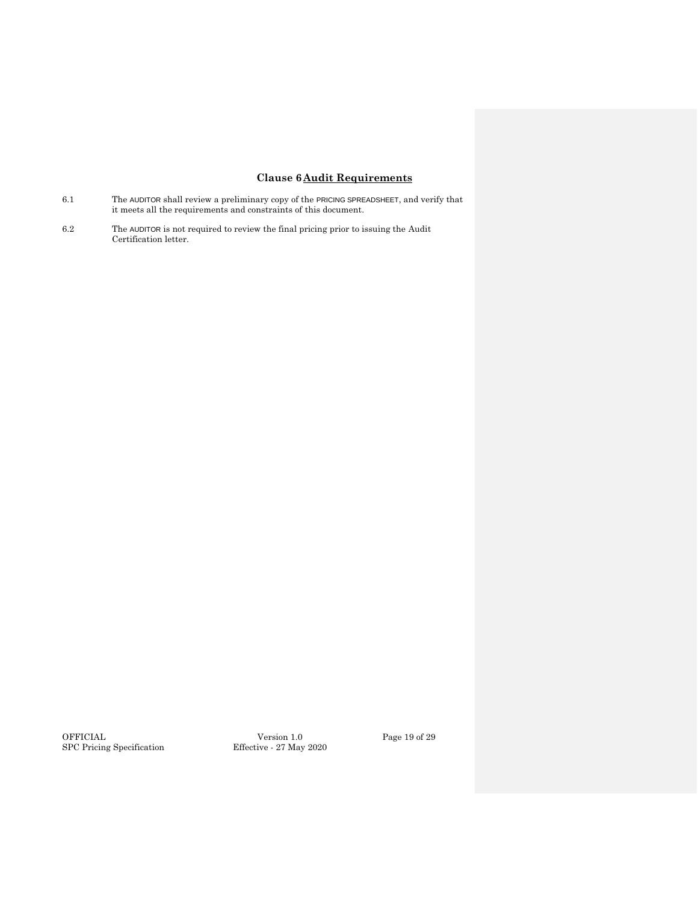# Clause 6 Audit Requirements

6.1 The AUDITOR shall review a preliminary copy of the PRICING SPREADSHEET, and verify that it meets all the requirements and constraints of this document.

6.2 The AUDITOR is not required to review the final pricing prior to issuing the Audit Certification letter.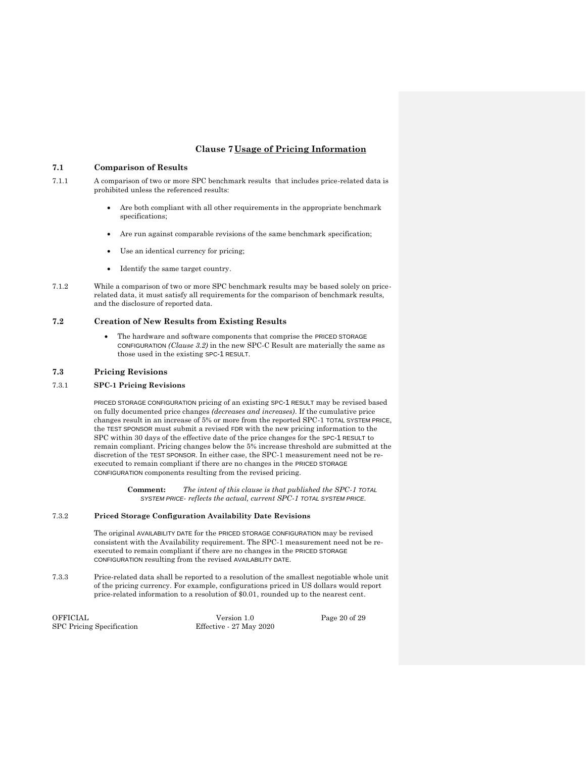# Clause 7 Usage of Pricing Information

## 7.1 Comparison of Results

7.1.1 A comparison of two or more SPC benchmark results that includes price-related data is prohibited unless the referenced results:

- Are both compliant with all other requirements in the appropriate benchmark specifications;
- Are run against comparable revisions of the same benchmark specification;
- Use an identical currency for pricing;
- Identify the same target country.

7.1.2 While a comparison of two or more SPC benchmark results may be based solely on price-related data, it must satisfy all requirements for the comparison of benchmark results, and the disclosure of reported data.

## 7.2 Creation of New Results from Existing Results

- The hardware and software components that comprise the PRICED STORAGE CONFIGURATION *(Clause 3.2)* in the new SPC-C Result are materially the same as those used in the existing SPC-1 RESULT.

## 7.3 Pricing Revisions

### 7.3.1 SPC-1 Pricing Revisions

PRICED STORAGE CONFIGURATION pricing of an existing SPC-1 RESULT may be revised based on fully documented price changes *(decreases and increases)*. If the cumulative price changes result in an increase of 5% or more from the reported SPC-1 TOTAL SYSTEM PRICE, the TEST SPONSOR must submit a revised FDR with the new pricing information to the SPC within 30 days of the effective date of the price changes for the SPC-1 RESULT to remain compliant. Pricing changes below the 5% increase threshold are submitted at the discretion of the TEST SPONSOR. In either case, the SPC-1 measurement need not be re-executed to remain compliant if there are no changes in the PRICED STORAGE CONFIGURATION components resulting from the revised pricing.

> **Comment:** *The intent of this clause is that published the SPC-1 TOTAL SYSTEM PRICE- reflects the actual, current SPC-1 TOTAL SYSTEM PRICE.*

### 7.3.2 Priced Storage Configuration Availability Date Revisions

The original AVAILABILITY DATE for the PRICED STORAGE CONFIGURATION may be revised consistent with the Availability requirement. The SPC-1 measurement need not be re-executed to remain compliant if there are no changes in the PRICED STORAGE CONFIGURATION resulting from the revised AVAILABILITY DATE.

7.3.3 Price-related data shall be reported to a resolution of the smallest negotiable whole unit of the pricing currency. For example, configurations priced in US dollars would report price-related information to a resolution of $0.01, rounded up to the nearest cent.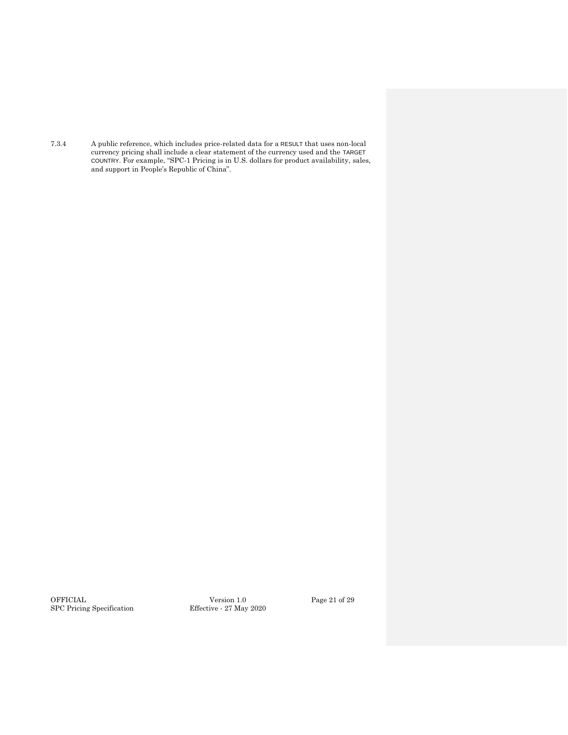7.3.4 A public reference, which includes price-related data for a RESULT that uses non-local currency pricing shall include a clear statement of the currency used and the TARGET COUNTRY. For example, "SPC-1 Pricing is in U.S. dollars for product availability, sales, and support in People's Republic of China".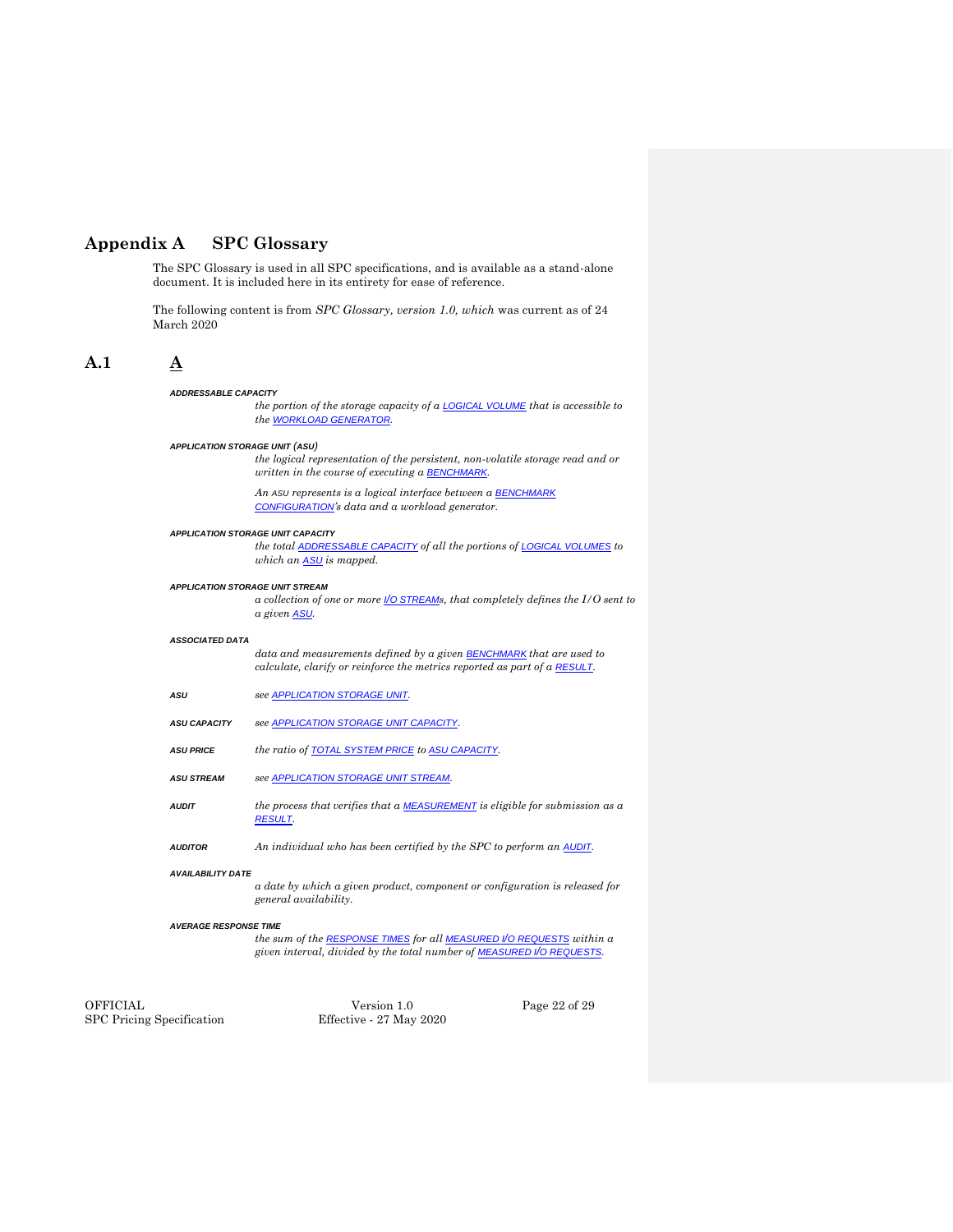# Appendix A SPC Glossary

The SPC Glossary is used in all SPC specifications, and is available as a stand-alone document. It is included here in its entirety for ease of reference.

The following content is from *SPC Glossary, version 1.0, which* was current as of 24 March 2020

## A.1 A

***ADDRESSABLE CAPACITY***

*the portion of the storage capacity of a LOGICAL VOLUME that is accessible to the WORKLOAD GENERATOR.*

***APPLICATION STORAGE UNIT (ASU)***

*the logical representation of the persistent, non-volatile storage read and or written in the course of executing a BENCHMARK.*

*An ASU represents is a logical interface between a BENCHMARK CONFIGURATION's data and a workload generator.*

***APPLICATION STORAGE UNIT CAPACITY***

*the total ADDRESSABLE CAPACITY of all the portions of LOGICAL VOLUMES to which an ASU is mapped.*

***APPLICATION STORAGE UNIT STREAM***

*a collection of one or more I/O STREAMs, that completely defines the I/O sent to a given ASU.*

***ASSOCIATED DATA***

*data and measurements defined by a given BENCHMARK that are used to calculate, clarify or reinforce the metrics reported as part of a RESULT.*

***ASU*** *see APPLICATION STORAGE UNIT.*

***ASU CAPACITY*** *see APPLICATION STORAGE UNIT CAPACITY.*

***ASU PRICE*** *the ratio of TOTAL SYSTEM PRICE to ASU CAPACITY.*

***ASU STREAM*** *see APPLICATION STORAGE UNIT STREAM.*

***AUDIT*** *the process that verifies that a MEASUREMENT is eligible for submission as a RESULT.*

***AUDITOR*** *An individual who has been certified by the SPC to perform an AUDIT.*

***AVAILABILITY DATE***

*a date by which a given product, component or configuration is released for general availability.*

***AVERAGE RESPONSE TIME***

*the sum of the RESPONSE TIMES for all MEASURED I/O REQUESTS within a given interval, divided by the total number of MEASURED I/O REQUESTS.*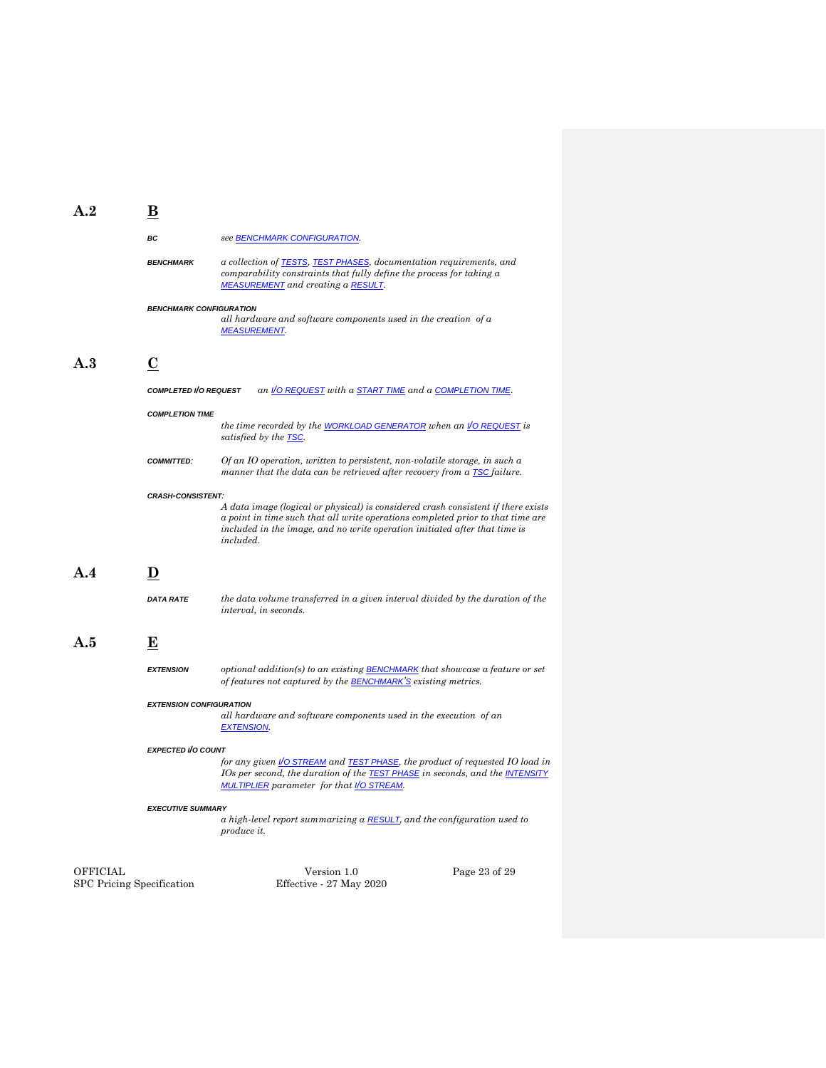## A.2 B

***BC*** *see BENCHMARK CONFIGURATION.*

***BENCHMARK*** *a collection of TESTS, TEST PHASES, documentation requirements, and comparability constraints that fully define the process for taking a MEASUREMENT and creating a RESULT.*

***BENCHMARK CONFIGURATION***
*all hardware and software components used in the creation of a MEASUREMENT.*

## A.3 C

***COMPLETED I/O REQUEST*** *an I/O REQUEST with a START TIME and a COMPLETION TIME.*

***COMPLETION TIME***
*the time recorded by the WORKLOAD GENERATOR when an I/O REQUEST is satisfied by the TSC.*

***COMMITTED:*** *Of an IO operation, written to persistent, non-volatile storage, in such a manner that the data can be retrieved after recovery from a TSC failure.*

***CRASH-CONSISTENT:***
*A data image (logical or physical) is considered crash consistent if there exists a point in time such that all write operations completed prior to that time are included in the image, and no write operation initiated after that time is included.*

## A.4 D

***DATA RATE*** *the data volume transferred in a given interval divided by the duration of the interval, in seconds.*

## A.5 E

***EXTENSION*** *optional addition(s) to an existing BENCHMARK that showcase a feature or set of features not captured by the BENCHMARK'S existing metrics.*

***EXTENSION CONFIGURATION***
*all hardware and software components used in the execution of an EXTENSION.*

***EXPECTED I/O COUNT***
*for any given I/O STREAM and TEST PHASE, the product of requested IO load in IOs per second, the duration of the TEST PHASE in seconds, and the INTENSITY MULTIPLIER parameter for that I/O STREAM.*

***EXECUTIVE SUMMARY***
*a high-level report summarizing a RESULT, and the configuration used to produce it.*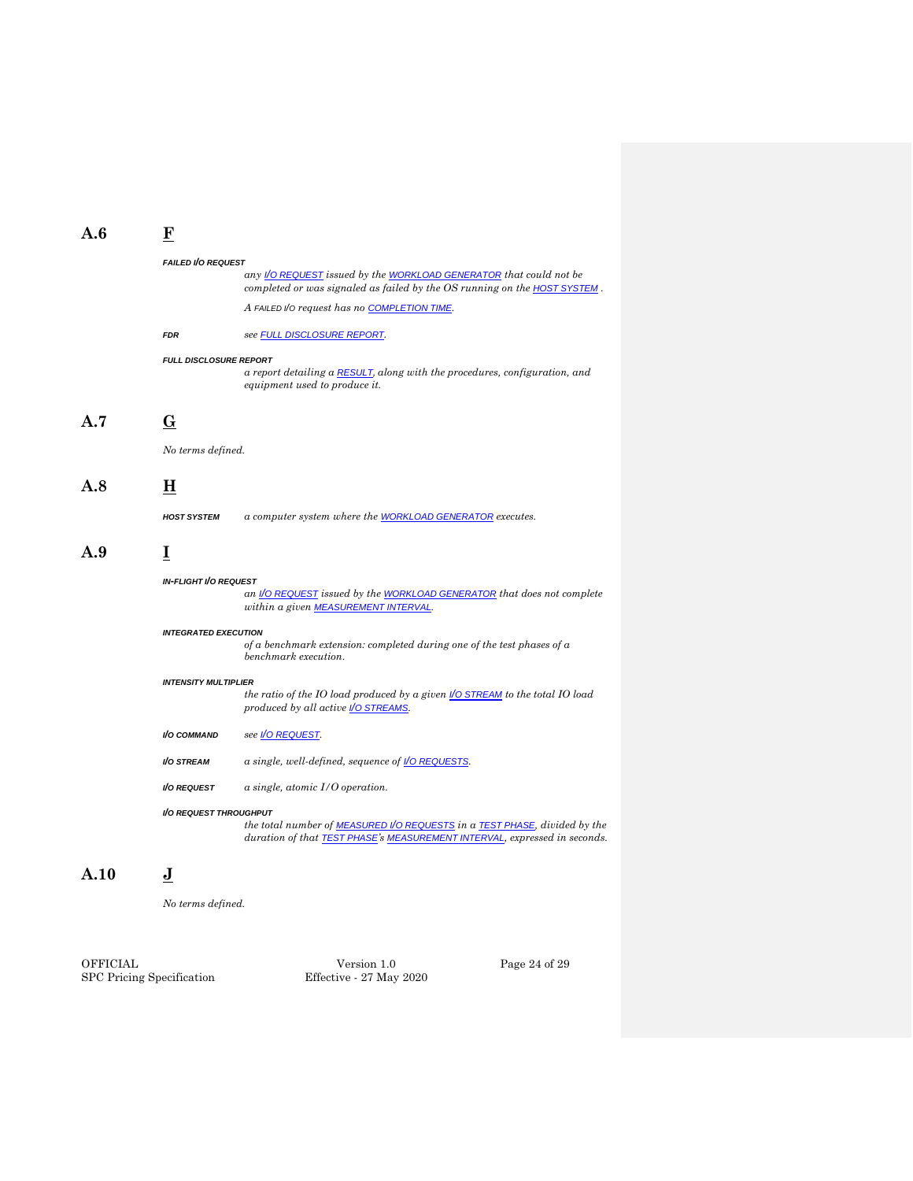## A.6 F

**FAILED I/O REQUEST**

*any I/O REQUEST issued by the WORKLOAD GENERATOR that could not be completed or was signaled as failed by the OS running on the HOST SYSTEM .*

*A FAILED I/O request has no COMPLETION TIME.*

**FDR** *see FULL DISCLOSURE REPORT.*

**FULL DISCLOSURE REPORT**

*a report detailing a RESULT, along with the procedures, configuration, and equipment used to produce it.*

## A.7 G

*No terms defined.*

## A.8 H

**HOST SYSTEM** *a computer system where the WORKLOAD GENERATOR executes.*

## A.9 I

**IN-FLIGHT I/O REQUEST**

*an I/O REQUEST issued by the WORKLOAD GENERATOR that does not complete within a given MEASUREMENT INTERVAL.*

**INTEGRATED EXECUTION**

*of a benchmark extension: completed during one of the test phases of a benchmark execution.*

**INTENSITY MULTIPLIER**

*the ratio of the IO load produced by a given I/O STREAM to the total IO load produced by all active I/O STREAMS.*

**I/O COMMAND** *see I/O REQUEST.*

**I/O STREAM** *a single, well-defined, sequence of I/O REQUESTS.*

**I/O REQUEST** *a single, atomic I/O operation.*

**I/O REQUEST THROUGHPUT**

*the total number of MEASURED I/O REQUESTS in a TEST PHASE, divided by the duration of that TEST PHASE's MEASUREMENT INTERVAL, expressed in seconds.*

## A.10 J

*No terms defined.*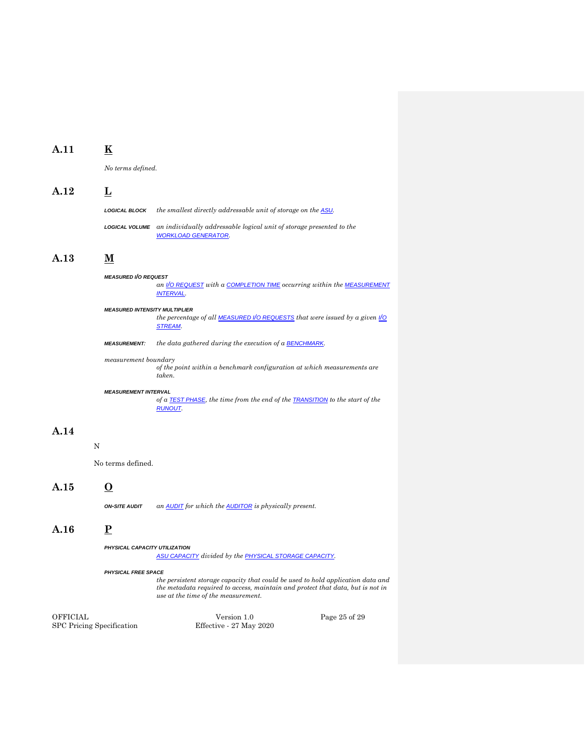## A.11 K

*No terms defined.*

## A.12 L

***LOGICAL BLOCK*** *the smallest directly addressable unit of storage on the ASU.*

***LOGICAL VOLUME*** *an individually addressable logical unit of storage presented to the WORKLOAD GENERATOR.*

## A.13 M

***MEASURED I/O REQUEST***
*an I/O REQUEST with a COMPLETION TIME occurring within the MEASUREMENT INTERVAL.*

***MEASURED INTENSITY MULTIPLIER***
*the percentage of all MEASURED I/O REQUESTS that were issued by a given I/O STREAM.*

***MEASUREMENT:*** *the data gathered during the execution of a BENCHMARK.*

*measurement boundary*
*of the point within a benchmark configuration at which measurements are taken.*

***MEASUREMENT INTERVAL***
*of a TEST PHASE, the time from the end of the TRANSITION to the start of the RUNOUT.*

## A.14

N

No terms defined.

## A.15 O

***ON-SITE AUDIT*** *an AUDIT for which the AUDITOR is physically present.*

## A.16 P

***PHYSICAL CAPACITY UTILIZATION***
*ASU CAPACITY divided by the PHYSICAL STORAGE CAPACITY.*

***PHYSICAL FREE SPACE***
*the persistent storage capacity that could be used to hold application data and the metadata required to access, maintain and protect that data, but is not in use at the time of the measurement.*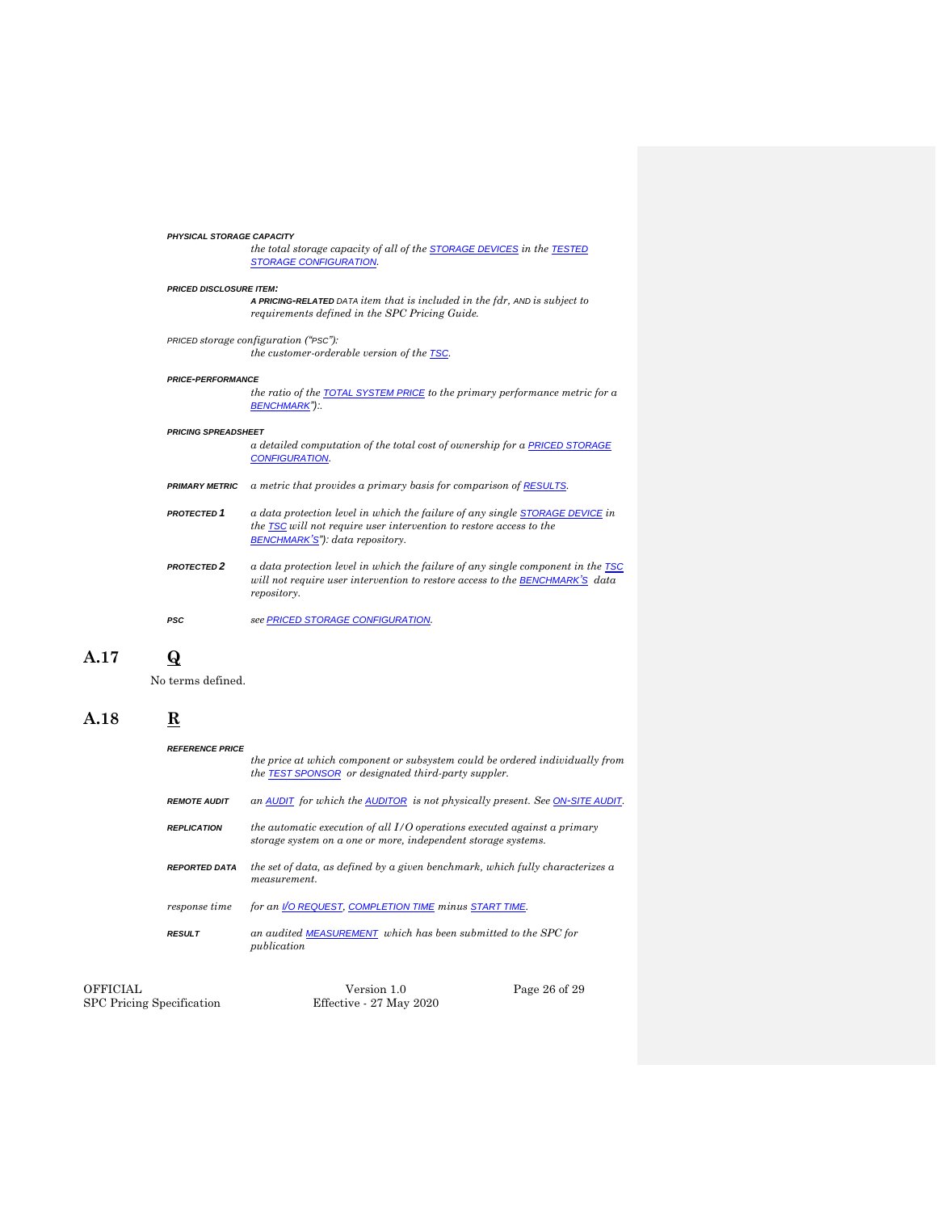**PHYSICAL STORAGE CAPACITY**

*the total storage capacity of all of the STORAGE DEVICES in the TESTED STORAGE CONFIGURATION.*

**PRICED DISCLOSURE ITEM:**

*A* ***PRICING-RELATED*** *DATA item that is included in the fdr, AND is subject to requirements defined in the SPC Pricing Guide.*

*PRICED storage configuration ("PSC"):*

*the customer-orderable version of the TSC.*

**PRICE-PERFORMANCE**

*the ratio of the TOTAL SYSTEM PRICE to the primary performance metric for a BENCHMARK"):.*

**PRICING SPREADSHEET**

*a detailed computation of the total cost of ownership for a PRICED STORAGE CONFIGURATION.*

**PRIMARY METRIC** *a metric that provides a primary basis for comparison of RESULTS.*

**PROTECTED 1** *a data protection level in which the failure of any single STORAGE DEVICE in the TSC will not require user intervention to restore access to the BENCHMARK'S"): data repository.*

**PROTECTED 2** *a data protection level in which the failure of any single component in the TSC will not require user intervention to restore access to the BENCHMARK'S data repository.*

**PSC** *see PRICED STORAGE CONFIGURATION.*

## A.17 Q

No terms defined.

## A.18 R

**REFERENCE PRICE**

*the price at which component or subsystem could be ordered individually from the TEST SPONSOR or designated third-party suppler.*

**REMOTE AUDIT** *an AUDIT for which the AUDITOR is not physically present. See ON-SITE AUDIT.*

**REPLICATION** *the automatic execution of all I/O operations executed against a primary storage system on a one or more, independent storage systems.*

**REPORTED DATA** *the set of data, as defined by a given benchmark, which fully characterizes a measurement.*

*response time* *for an I/O REQUEST, COMPLETION TIME minus START TIME.*

**RESULT** *an audited MEASUREMENT which has been submitted to the SPC for publication*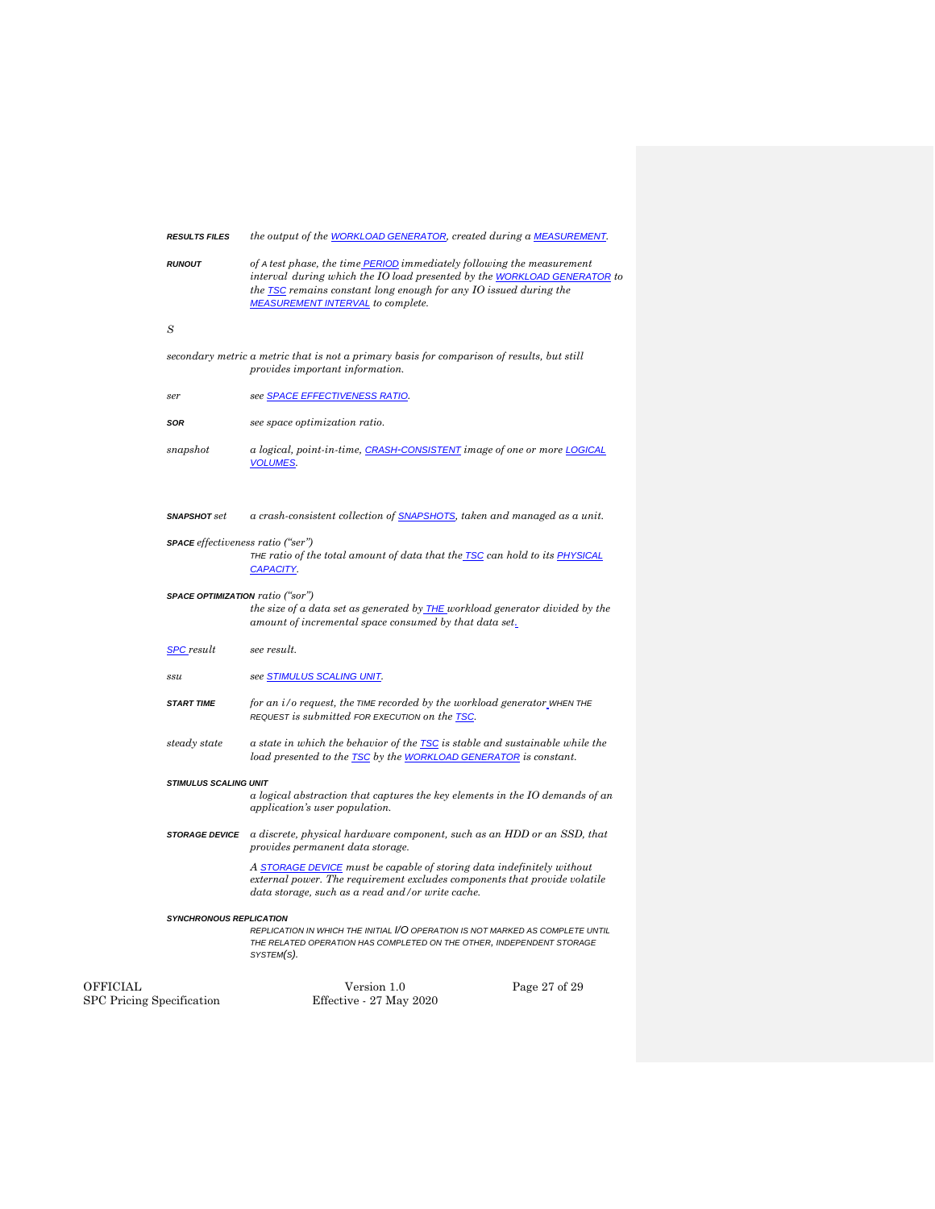**RESULTS FILES** *the output of the WORKLOAD GENERATOR, created during a MEASUREMENT.*

**RUNOUT** *of A test phase, the time PERIOD immediately following the measurement interval during which the IO load presented by the WORKLOAD GENERATOR to the TSC remains constant long enough for any IO issued during the MEASUREMENT INTERVAL to complete.*

*S*

*secondary metric* *a metric that is not a primary basis for comparison of results, but still provides important information.*

*ser* *see SPACE EFFECTIVENESS RATIO.*

**SOR** *see space optimization ratio.*

*snapshot* *a logical, point-in-time, CRASH-CONSISTENT image of one or more LOGICAL VOLUMES.*

**SNAPSHOT** *set* *a crash-consistent collection of SNAPSHOTS, taken and managed as a unit.*

**SPACE** *effectiveness ratio ("ser")*
*THE ratio of the total amount of data that the TSC can hold to its PHYSICAL CAPACITY.*

**SPACE OPTIMIZATION** *ratio ("sor")*
*the size of a data set as generated by THE workload generator divided by the amount of incremental space consumed by that data set.*

*SPC result* *see result.*

*ssu* *see STIMULUS SCALING UNIT.*

**START TIME** *for an i/o request, the TIME recorded by the workload generator WHEN THE REQUEST is submitted FOR EXECUTION on the TSC.*

*steady state* *a state in which the behavior of the TSC is stable and sustainable while the load presented to the TSC by the WORKLOAD GENERATOR is constant.*

**STIMULUS SCALING UNIT**
*a logical abstraction that captures the key elements in the IO demands of an application's user population.*

**STORAGE DEVICE** *a discrete, physical hardware component, such as an HDD or an SSD, that provides permanent data storage.*

*A STORAGE DEVICE must be capable of storing data indefinitely without external power. The requirement excludes components that provide volatile data storage, such as a read and/or write cache.*

**SYNCHRONOUS REPLICATION**
*REPLICATION IN WHICH THE INITIAL I/O OPERATION IS NOT MARKED AS COMPLETE UNTIL THE RELATED OPERATION HAS COMPLETED ON THE OTHER, INDEPENDENT STORAGE SYSTEM(S).*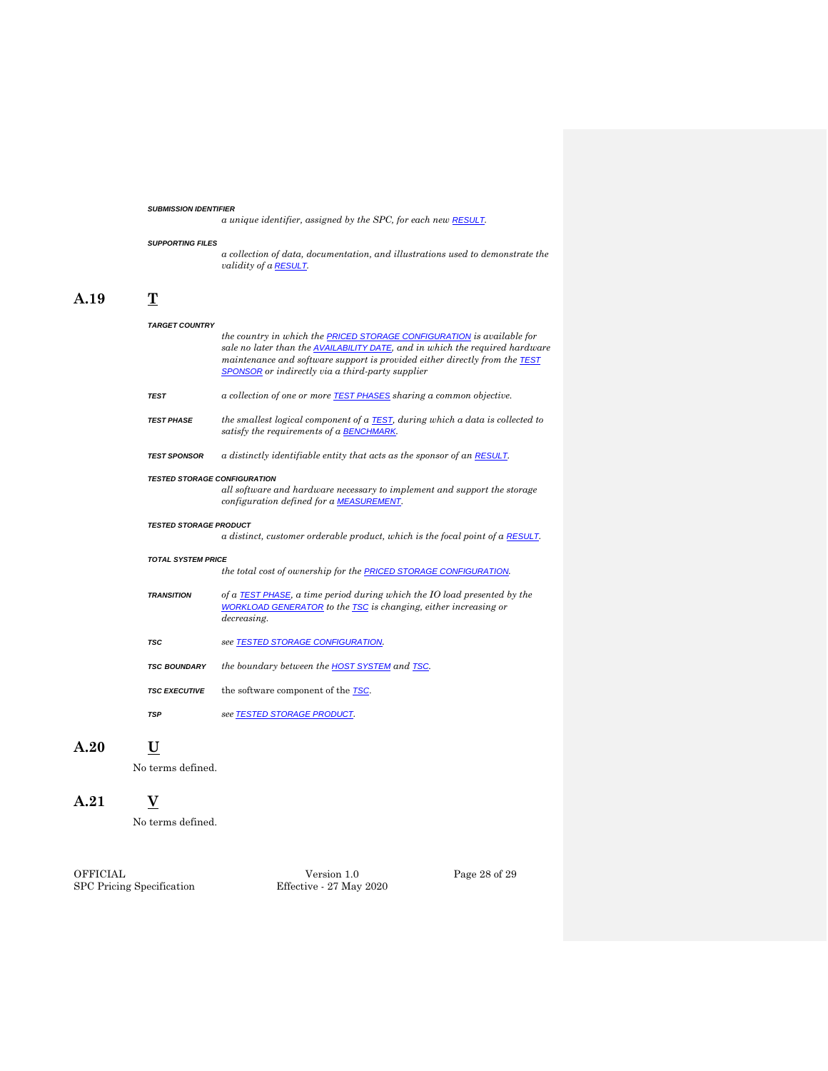***SUBMISSION IDENTIFIER***
*a unique identifier, assigned by the SPC, for each new RESULT.*

***SUPPORTING FILES***
*a collection of data, documentation, and illustrations used to demonstrate the validity of a RESULT.*

## A.19 T

***TARGET COUNTRY***
*the country in which the PRICED STORAGE CONFIGURATION is available for sale no later than the AVAILABILITY DATE, and in which the required hardware maintenance and software support is provided either directly from the TEST SPONSOR or indirectly via a third-party supplier*

***TEST*** *a collection of one or more TEST PHASES sharing a common objective.*

***TEST PHASE*** *the smallest logical component of a TEST, during which a data is collected to satisfy the requirements of a BENCHMARK.*

***TEST SPONSOR*** *a distinctly identifiable entity that acts as the sponsor of an RESULT.*

***TESTED STORAGE CONFIGURATION***
*all software and hardware necessary to implement and support the storage configuration defined for a MEASUREMENT.*

***TESTED STORAGE PRODUCT***
*a distinct, customer orderable product, which is the focal point of a RESULT.*

***TOTAL SYSTEM PRICE***
*the total cost of ownership for the PRICED STORAGE CONFIGURATION.*

***TRANSITION*** *of a TEST PHASE, a time period during which the IO load presented by the WORKLOAD GENERATOR to the TSC is changing, either increasing or decreasing.*

***TSC*** *see TESTED STORAGE CONFIGURATION.*

***TSC BOUNDARY*** *the boundary between the HOST SYSTEM and TSC.*

***TSC EXECUTIVE*** the software component of the *TSC*.

***TSP*** *see TESTED STORAGE PRODUCT.*

## A.20 U

No terms defined.

## A.21 V

No terms defined.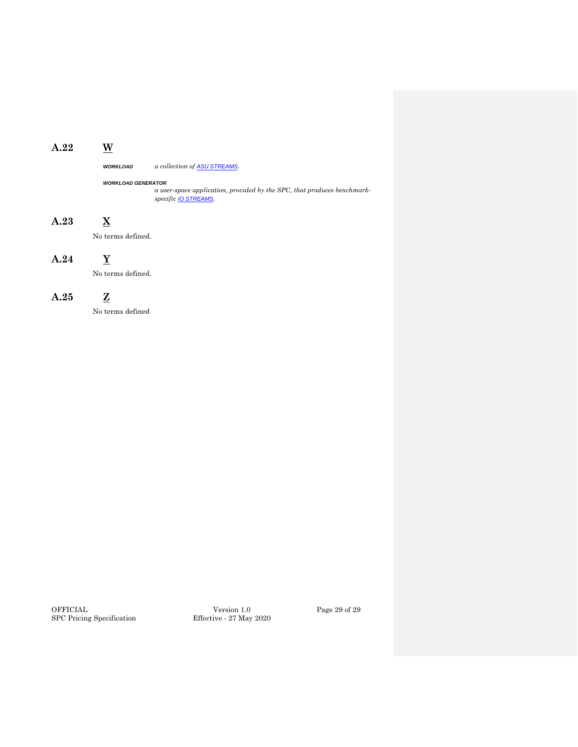## A.22 W

***WORKLOAD*** *a collection of ASU STREAMS.*

***WORKLOAD GENERATOR***
*a user-space application, provided by the SPC, that produces benchmark-specific IO STREAMS.*

## A.23 X

No terms defined.

## A.24 Y

No terms defined.

## A.25 Z

No terms defined